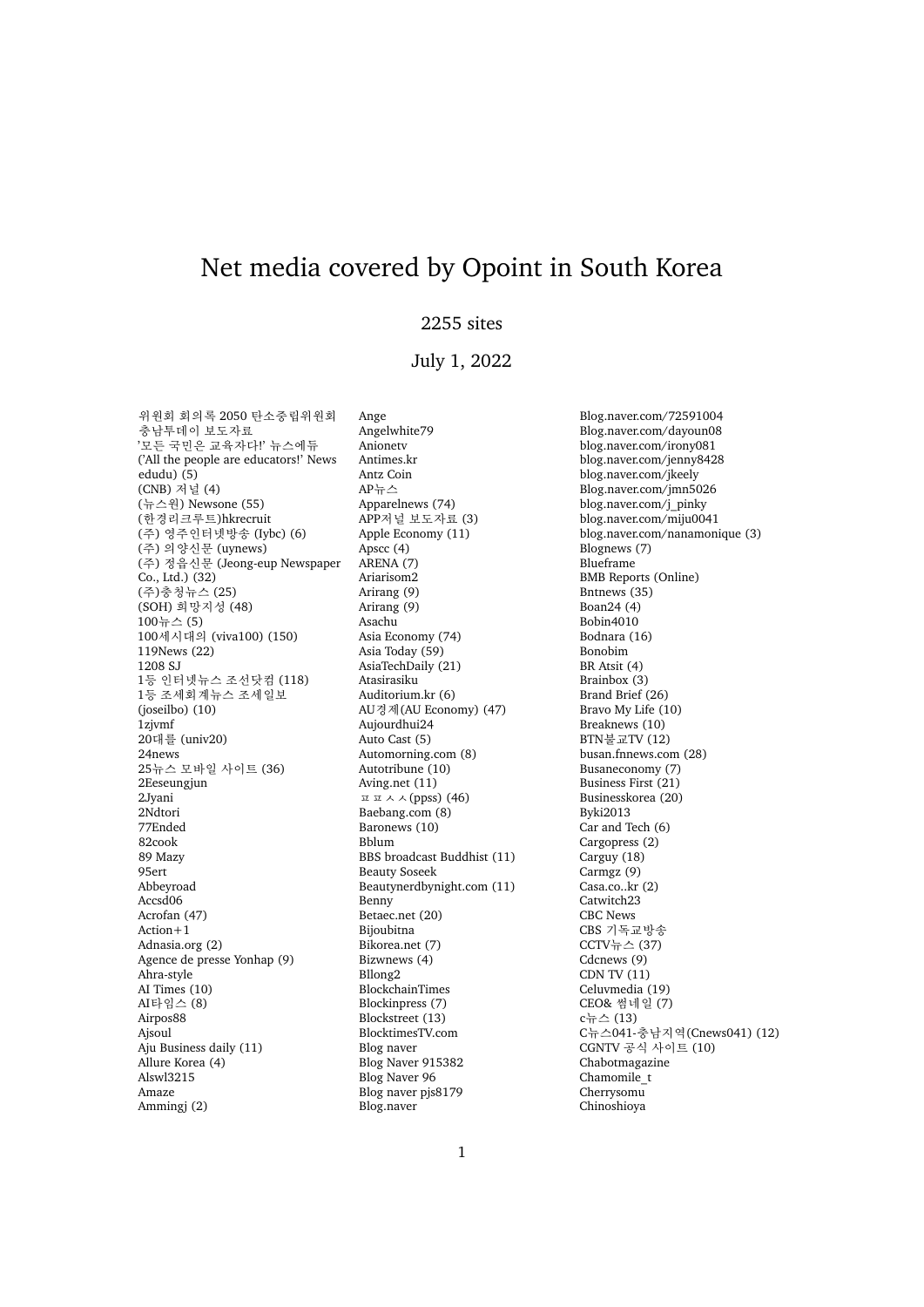# Net media covered by Opoint in South Korea

2255 sites

July 1, 2022

위원회 회의록 2050 탄소중립위원회
충남투데이 보도자료
'모든 국민은 교육자다!' 뉴스에듀 ('All the people are educators!' News edudu) (5)
(CNB) 저널 (4)
(뉴스원) Newsone (55)
(한경리크루트)hkrecruit
(주) 영주인터넷방송 (Iybc) (6)
(주) 의양신문 (uynews)
(주) 정읍신문 (Jeong-eup Newspaper Co., Ltd.) (32)
(주)충청뉴스 (25)
(SOH) 희망지성 (48)
100뉴스 (5)
100세시대의 (viva100) (150)
119News (22)
1208 SJ
1등 인터넷뉴스 조선닷컴 (118)
1등 조세회계뉴스 조세일보 (joseilbo) (10)
1zjvmf
20대를 (univ20)
24news
25뉴스 모바일 사이트 (36)
2Eseungjun
2Jyani
2Ndtori
77Ended
82cook
89 Mazy
95ert
Abbeyroad
Accsd06
Acrofan (47)
Action+1
Adnasia.org (2)
Agence de presse Yonhap (9)
Ahra-style
AI Times (10)
AI타임스 (8)
Airpos88
Ajsoul
Aju Business daily (11)
Allure Korea (4)
Alswl3215
Amaze
Ammingj (2)
Ange
Angelwhite79
Anionetv
Antimes.kr
Antz Coin
AP뉴스
Apparelnews (74)
APP저널 보도자료 (3)
Apple Economy (11)
Apscc (4)
ARENA (7)
Ariarisom2
Arirang (9)
Arirang (9)
Asachu
Asia Economy (74)
Asia Today (59)
AsiaTechDaily (21)
Atasirasiku
Auditorium.kr (6)
AU경제(AU Economy) (47)
Aujourdhui24
Auto Cast (5)
Automorning.com (8)
Autotribune (10)
Aving.net (11)
ㅍㅍㅅㅅ(ppss) (46)
Baebang.com (8)
Baronews (10)
Bblum
BBS broadcast Buddhist (11)
Beauty Soseek
Beautynerdbynight.com (11)
Benny
Betaec.net (20)
Bijoubitna
Bikorea.net (7)
Bizwnews (4)
Bllong2
BlockchainTimes
Blockinpress (7)
Blockstreet (13)
BlocktimesTV.com
Blog naver
Blog Naver 915382
Blog Naver 96
Blog naver pjs8179
Blog.naver
Blog.naver.com/72591004
Blog.naver.com/dayoun08
blog.naver.com/irony081
blog.naver.com/jenny8428
blog.naver.com/jkeely
Blog.naver.com/jmn5026
blog.naver.com/j_pinky
blog.naver.com/miju0041
blog.naver.com/nanamonique (3)
Blognews (7)
Blueframe
BMB Reports (Online)
Bntnews (35)
Boan24 (4)
Bobin4010
Bodnara (16)
Bonobim
BR Atsit (4)
Brainbox (3)
Brand Brief (26)
Bravo My Life (10)
Breaknews (10)
BTN불교TV (12)
busan.fnnews.com (28)
Busaneconomy (7)
Business First (21)
Businesskorea (20)
Byki2013
Car and Tech (6)
Cargopress (2)
Carguy (18)
Carmgz (9)
Casa.co..kr (2)
Catwitch23
CBC News
CBS 기독교방송
CCTV뉴스 (37)
Cdcnews (9)
CDN TV (11)
Celuvmedia (19)
CEO& 썸네일 (7)
c뉴스 (13)
C뉴스041-충남지역(Cnews041) (12)
CGNTV 공식 사이트 (10)
Chabotmagazine
Chamomile_t
Cherrysomu
Chinoshioya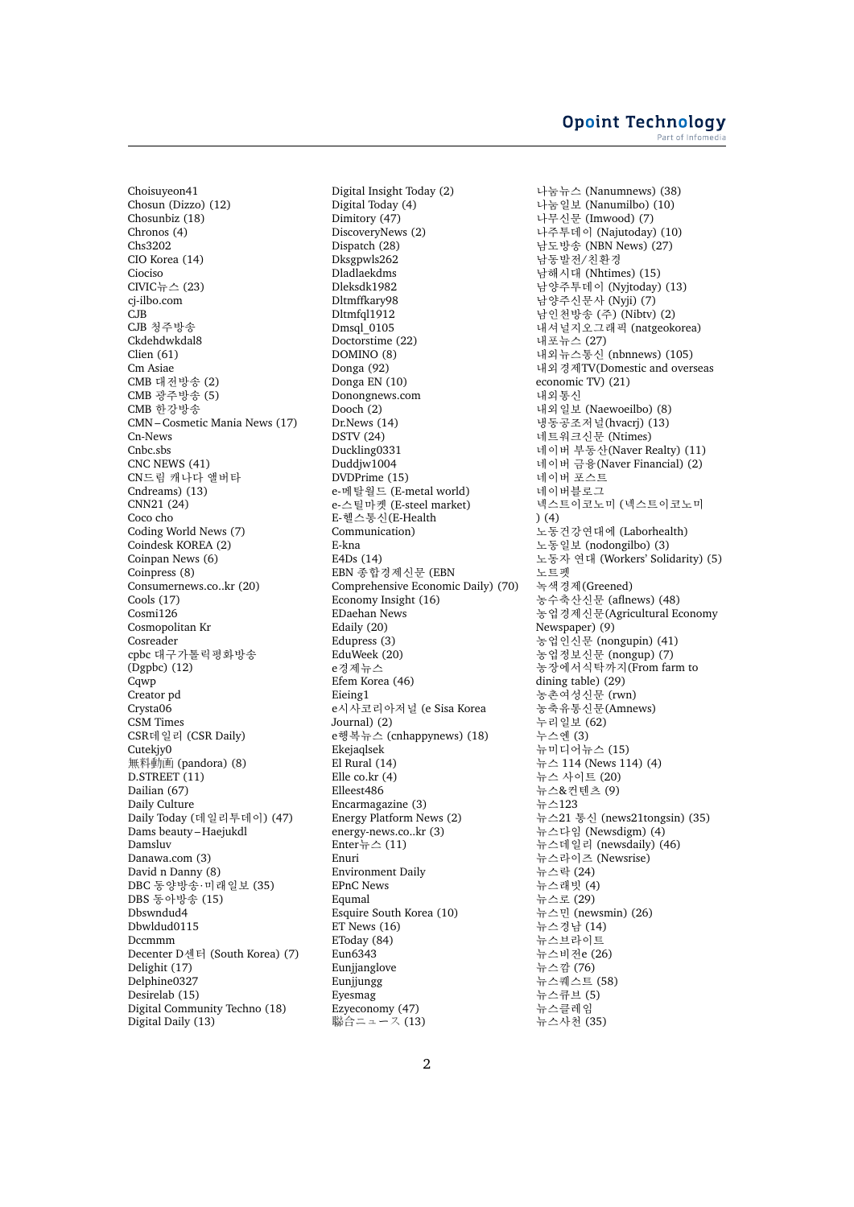Choisuyeon41
Chosun (Dizzo) (12)
Chosunbiz (18)
Chronos (4)
Chs3202
CIO Korea (14)
Ciociso
CIVIC뉴스 (23)
cj-ilbo.com
CJB
CJB 청주방송
Ckdehdwkdal8
Clien (61)
Cm Asiae
CMB 대전방송 (2)
CMB 광주방송 (5)
CMB 한강방송
CMN – Cosmetic Mania News (17)
Cn-News
Cnbc.sbs
CNC NEWS (41)
CN드림 캐나다 앨버타
Cndreams) (13)
CNN21 (24)
Coco cho
Coding World News (7)
Coindesk KOREA (2)
Coinpan News (6)
Coinpress (8)
Consumernews.co..kr (20)
Cools (17)
Cosmi126
Cosmopolitan Kr
Cosreader
cpbc 대구가톨릭평화방송
(Dgpbc) (12)
Cqwp
Creator pd
Crysta06
CSM Times
CSR데일리 (CSR Daily)
Cutekjy0
無料動画 (pandora) (8)
D.STREET (11)
Dailian (67)
Daily Culture
Daily Today (데일리투데이) (47)
Dams beauty – Haejukdl
Damsluv
Danawa.com (3)
David n Danny (8)
DBC 동양방송·미래일보 (35)
DBS 동아방송 (15)
Dbswndud4
Dbwldud0115
Dccmmm
Decenter D센터 (South Korea) (7)
Delighit (17)
Delphine0327
Desirelab (15)
Digital Community Techno (18)
Digital Daily (13)
Digital Insight Today (2)
Digital Today (4)
Dimitory (47)
DiscoveryNews (2)
Dispatch (28)
Dksgpwls262
Dladlaekdms
Dleksdk1982
Dltmffkary98
Dltmfql1912
Dmsql_0105
Doctorstime (22)
DOMINO (8)
Donga (92)
Donga EN (10)
Donongnews.com
Dooch (2)
Dr.News (14)
DSTV (24)
Duckling0331
Duddjw1004
DVDPrime (15)
e-메탈월드 (E-metal world)
e-스틸마켓 (E-steel market)
E-헬스통신(E-Health
Communication)
E-kna
E4Ds (14)
EBN 종합경제신문 (EBN
Comprehensive Economic Daily) (70)
Economy Insight (16)
EDaehan News
Edaily (20)
Edupress (3)
EduWeek (20)
e경제뉴스
Efem Korea (46)
Eieing1
e시사코리아저널 (e Sisa Korea
Journal) (2)
e행복뉴스 (cnhappynews) (18)
Ekejaqlsek
El Rural (14)
Elle co.kr (4)
Elleest486
Encarmagazine (3)
Energy Platform News (2)
energy-news.co..kr (3)
Enter뉴스 (11)
Enuri
Environment Daily
EPnC News
Equmal
Esquire South Korea (10)
ET News (16)
EToday (84)
Eun6343
Eunjjanglove
Eunjjungg
Eyesmag
Ezyeconomy (47)
聯合ニュース (13)
나눔뉴스 (Nanumnews) (38)
나눔일보 (Nanumilbo) (10)
나무신문 (Imwood) (7)
나주투데이 (Najutoday) (10)
남도방송 (NBN News) (27)
남동발전/친환경
남해시대 (Nhtimes) (15)
남양주투데이 (Nyjtoday) (13)
남양주신문사 (Nyji) (7)
남인천방송 (주) (Nibtv) (2)
내셔널지오그래픽 (natgeokorea)
내포뉴스 (27)
내외뉴스통신 (nbnnews) (105)
내외경제TV(Domestic and overseas
economic TV) (21)
내외통신
내외일보 (Naewoeilbo) (8)
냉동공조저널(hvacrj) (13)
네트워크신문 (Ntimes)
네이버 부동산(Naver Realty) (11)
네이버 금융(Naver Financial) (2)
네이버 포스트
네이버블로그
넥스트이코노미 (넥스트이코노미
) (4)
노동건강연대에 (Laborhealth)
노동일보 (nodongilbo) (3)
노동자 연대 (Workers' Solidarity) (5)
노트펫
녹색경제(Greened)
농수축산신문 (aflnews) (48)
농업경제신문(Agricultural Economy
Newspaper) (9)
농업인신문 (nongupin) (41)
농업정보신문 (nongup) (7)
농장에서식탁까지(From farm to
dining table) (29)
농촌여성신문 (rwn)
농축유통신문(Amnews)
누리일보 (62)
누스엔 (3)
뉴미디어뉴스 (15)
뉴스 114 (News 114) (4)
뉴스 사이트 (20)
뉴스&컨텐츠 (9)
뉴스123
뉴스21 통신 (news21tongsin) (35)
뉴스다임 (Newsdigm) (4)
뉴스데일리 (newsdaily) (46)
뉴스라이즈 (Newsrise)
뉴스락 (24)
뉴스래빗 (4)
뉴스로 (29)
뉴스민 (newsmin) (26)
뉴스경남 (14)
뉴스브라이트
뉴스비전e (26)
뉴스깜 (76)
뉴스퀘스트 (58)
뉴스큐브 (5)
뉴스클레임
뉴스사천 (35)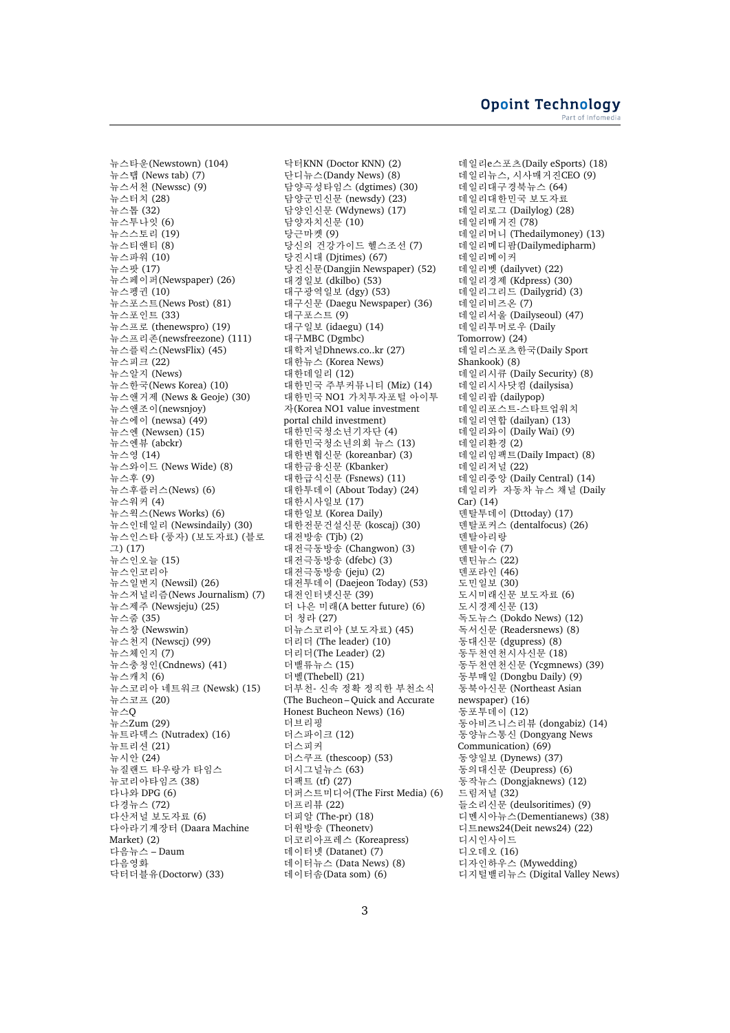뉴스타운(Newstown) (104)
뉴스탭 (News tab) (7)
뉴스서천 (Newssc) (9)
뉴스터치 (28)
뉴스톱 (32)
뉴스투나잇 (6)
뉴스스토리 (19)
뉴스티앤티 (8)
뉴스파워 (10)
뉴스팟 (17)
뉴스페이퍼(Newspaper) (26)
뉴스펭귄 (10)
뉴스포스트(News Post) (81)
뉴스포인트 (33)
뉴스프로 (thenewspro) (19)
뉴스프리존(newsfreezone) (111)
뉴스플릭스(NewsFlix) (45)
뉴스피크 (22)
뉴스알지 (News)
뉴스한국(News Korea) (10)
뉴스앤거제 (News & Geoje) (30)
뉴스앤조이(newsnjoy)
뉴스에이 (newsa) (49)
뉴스엔 (Newsen) (15)
뉴스엔뷰 (abckr)
뉴스엉 (14)
뉴스와이드 (News Wide) (8)
뉴스후 (9)
뉴스후플러스(News) (6)
뉴스워커 (4)
뉴스웍스(News Works) (6)
뉴스인데일리 (Newsindaily) (30)
뉴스인스타 (풍자) (보도자료) (블로그) (17)
뉴스인오늘 (15)
뉴스인코리아
뉴스일번지 (Newsil) (26)
뉴스저널리즘(News Journalism) (7)
뉴스제주 (Newsjeju) (25)
뉴스줌 (35)
뉴스창 (Newswin)
뉴스천지 (Newscj) (99)
뉴스체인지 (7)
뉴스충청인(Cndnews) (41)
뉴스캐치 (6)
뉴스코리아 네트워크 (Newsk) (15)
뉴스코프 (20)
뉴스Q
뉴스Zum (29)
뉴트라덱스 (Nutradex) (16)
뉴트리션 (21)
뉴시안 (24)
뉴질랜드 타우랑가 타임스
뉴코리아타임즈 (38)
다나와 DPG (6)
다경뉴스 (72)
다산저널 보도자료 (6)
다아라기계장터 (Daara Machine Market) (2)
다음뉴스 – Daum
다음영화
닥터더블유(Doctorw) (33)
닥터KNN (Doctor KNN) (2)
단디뉴스(Dandy News) (8)
담양곡성타임스 (dgtimes) (30)
담양군민신문 (newsdy) (23)
담양인신문 (Wdynews) (17)
담양자치신문 (10)
당근마켓 (9)
당신의 건강가이드 헬스조선 (7)
당진시대 (Djtimes) (67)
당진신문(Dangjin Newspaper) (52)
대경일보 (dkilbo) (53)
대구광역일보 (dgy) (53)
대구신문 (Daegu Newspaper) (36)
대구포스트 (9)
대구일보 (idaegu) (14)
대구MBC (Dgmbc)
대학저널Dhnews.co..kr (27)
대한뉴스 (Korea News)
대한데일리 (12)
대한민국 주부커뮤니티 (Miz) (14)
대한민국 NO1 가치투자포털 아이투자(Korea NO1 value investment portal child investment)
대한민국청소년기자단 (4)
대한민국청소년의회 뉴스 (13)
대한변협신문 (koreanbar) (3)
대한금융신문 (Kbanker)
대한급식신문 (Fsnews) (11)
대한투데이 (About Today) (24)
대한시사일보 (17)
대한일보 (Korea Daily)
대한전문건설신문 (koscaj) (30)
대전방송 (Tjb) (2)
대전극동방송 (Changwon) (3)
대전극동방송 (dfebc) (3)
대전극동방송 (jeju) (2)
대전투데이 (Daejeon Today) (53)
대전인터넷신문 (39)
더 나은 미래(A better future) (6)
더 청라 (27)
더뉴스코리아 (보도자료) (45)
더리더 (The leader) (10)
더리더(The Leader) (2)
더밸류뉴스 (15)
더벨(Thebell) (21)
더부천- 신속 정확 정직한 부천소식 (The Bucheon – Quick and Accurate Honest Bucheon News) (16)
더브리핑
더스파이크 (12)
더스피커
더스쿠프 (thescoop) (53)
더시그널뉴스 (63)
더팩트 (tf) (27)
더퍼스트미디어(The First Media) (6)
더프리뷰 (22)
더피알 (The-pr) (18)
더원방송 (Theonetv)
더코리아프레스 (Koreapress)
데이터넷 (Datanet) (7)
데이터뉴스 (Data News) (8)
데이터솜(Data som) (6)
데일리e스포츠(Daily eSports) (18)
데일리뉴스, 시사매거진CEO (9)
데일리대구경북뉴스 (64)
데일리대한민국 보도자료
데일리로그 (Dailylog) (28)
데일리매거진 (78)
데일리머니 (Thedailymoney) (13)
데일리메디팜(Dailymedipharm)
데일리메이커
데일리벳 (dailyvet) (22)
데일리경제 (Kdpress) (30)
데일리그리드 (Dailygrid) (3)
데일리비즈온 (7)
데일리서울 (Dailyseoul) (47)
데일리투머로우 (Daily Tomorrow) (24)
데일리스포츠한국(Daily Sport Shankook) (8)
데일리시큐 (Daily Security) (8)
데일리시사닷컴 (dailysisa)
데일리팝 (dailypop)
데일리포스트-스타트업워치
데일리연합 (dailyan) (13)
데일리와이 (Daily Wai) (9)
데일리환경 (2)
데일리임팩트(Daily Impact) (8)
데일리저널 (22)
데일리중앙 (Daily Central) (14)
데일리카 자동차 뉴스 채널 (Daily Car) (14)
덴탈투데이 (Dttoday) (17)
덴탈포커스 (dentalfocus) (26)
덴탈아리랑
덴탈이슈 (7)
덴틴뉴스 (22)
덴포라인 (46)
도민일보 (30)
도시미래신문 보도자료 (6)
도시경제신문 (13)
독도뉴스 (Dokdo News) (12)
독서신문 (Readersnews) (8)
동대신문 (dgupress) (8)
동두천연천시사신문 (18)
동두천연천신문 (Ycgmnews) (39)
동부매일 (Dongbu Daily) (9)
동북아신문 (Northeast Asian newspaper) (16)
동포투데이 (12)
동아비즈니스리뷰 (dongabiz) (14)
동양뉴스통신 (Dongyang News Communication) (69)
동양일보 (Dynews) (37)
동의대신문 (Deupress) (6)
동작뉴스 (Dongjaknews) (12)
드림저널 (32)
들소리신문 (deulsoritimes) (9)
디멘시아뉴스(Dementianews) (38)
디트news24(Deit news24) (22)
디시인사이드
디오데오 (16)
디자인하우스 (Mywedding)
디지털밸리뉴스 (Digital Valley News)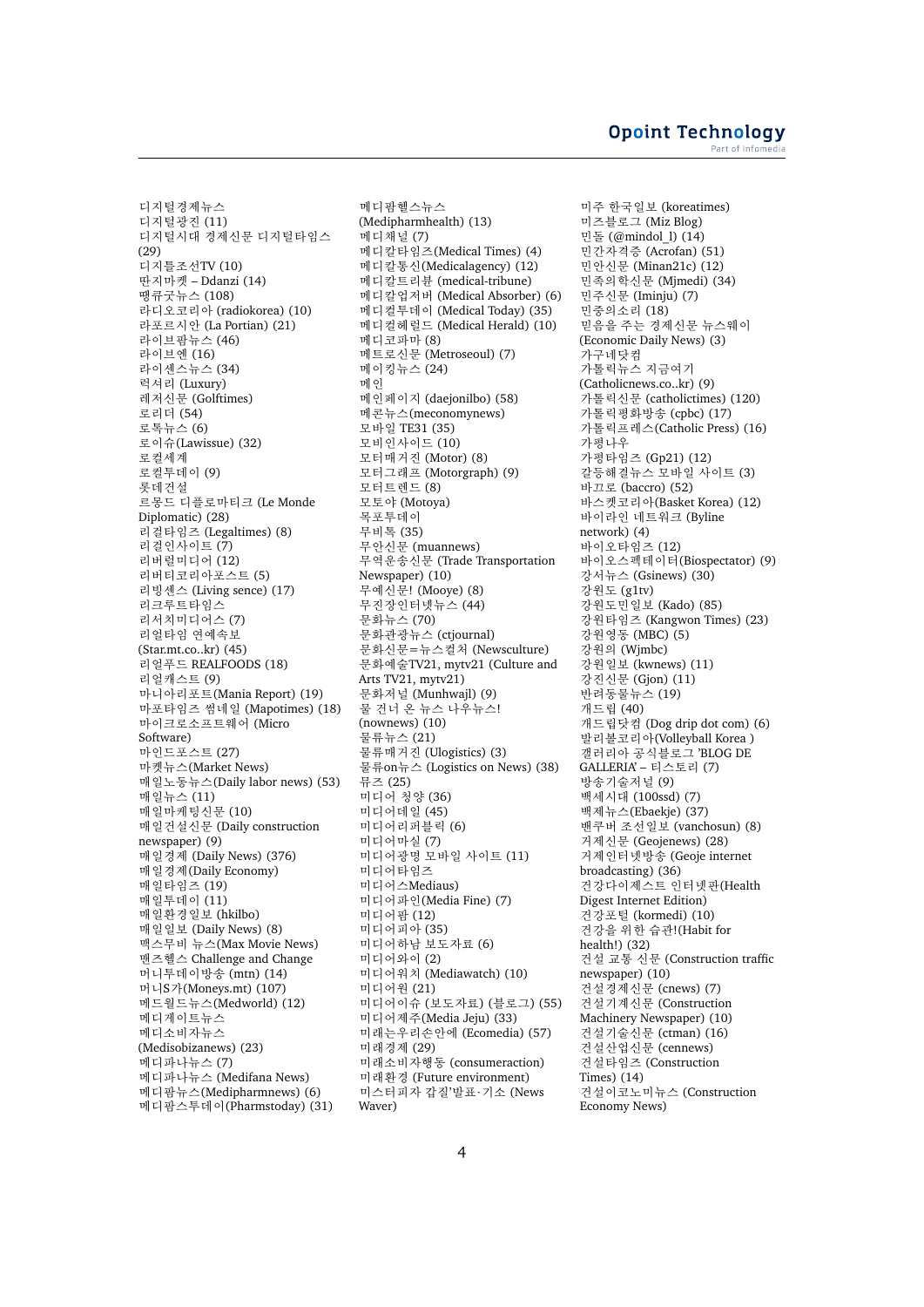디지털경제뉴스
디지털광진 (11)
디지털시대 경제신문 디지털타임스 (29)
디지틀조선TV (10)
딴지마켓 – Ddanzi (14)
땡큐굿뉴스 (108)
라디오코리아 (radiokorea) (10)
라포르시안 (La Portian) (21)
라이브팜뉴스 (46)
라이브엔 (16)
라이센스뉴스 (34)
럭셔리 (Luxury)
레저신문 (Golftimes)
로리더 (54)
로톡뉴스 (6)
로이슈(Lawissue) (32)
로컬세계
로컬투데이 (9)
롯데건설
르몽드 디플로마티크 (Le Monde Diplomatic) (28)
리걸타임즈 (Legaltimes) (8)
리걸인사이트 (7)
리버럴미디어 (12)
리버티코리아포스트 (5)
리빙센스 (Living sence) (17)
리크루트타임스
리서치미디어스 (7)
리얼타임 연예속보 (Star.mt.co..kr) (45)
리얼푸드 REALFOODS (18)
리얼캐스트 (9)
마니아리포트(Mania Report) (19)
마포타임즈 썸네일 (Mapotimes) (18)
마이크로소프트웨어 (Micro Software)
마인드포스트 (27)
마켓뉴스(Market News)
매일노동뉴스(Daily labor news) (53)
매일뉴스 (11)
매일마케팅신문 (10)
매일건설신문 (Daily construction newspaper) (9)
매일경제 (Daily News) (376)
매일경제(Daily Economy)
매일타임즈 (19)
매일투데이 (11)
매일환경일보 (hkilbo)
매일일보 (Daily News) (8)
맥스무비 뉴스(Max Movie News)
맨즈헬스 Challenge and Change
머니투데이방송 (mtn) (14)
머니S가(Moneys.mt) (107)
메드월드뉴스(Medworld) (12)
메디게이트뉴스
메디소비자뉴스 (Medisobizanews) (23)
메디파나뉴스 (7)
메디파나뉴스 (Medifana News)
메디팜뉴스(Medipharmnews) (6)
메디팜스투데이(Pharmstoday) (31)
메디팜헬스뉴스 (Medipharmhealth) (13)
메디채널 (7)
메디칼타임즈(Medical Times) (4)
메디칼통신(Medicalagency) (12)
메디칼트리뷴 (medical-tribune)
메디칼업저버 (Medical Absorber) (6)
메디컬투데이 (Medical Today) (35)
메디컬헤럴드 (Medical Herald) (10)
메디코파마 (8)
메트로신문 (Metroseoul) (7)
메이킹뉴스 (24)
메인
메인페이지 (daejonilbo) (58)
메콘뉴스(meconomynews)
모바일 TE31 (35)
모비인사이드 (10)
모터매거진 (Motor) (8)
모터그래프 (Motorgraph) (9)
모터트렌드 (8)
모토야 (Motoya)
목포투데이
무비톡 (35)
무안신문 (muannews)
무역운송신문 (Trade Transportation Newspaper) (10)
무예신문! (Mooye) (8)
무진장인터넷뉴스 (44)
문화뉴스 (70)
문화관광뉴스 (ctjournal)
문화신문=뉴스컬처 (Newsculture)
문화예술TV21, mytv21 (Culture and Arts TV21, mytv21)
문화저널 (Munhwajl) (9)
물 건너 온 뉴스 나우뉴스! (nownews) (10)
물류뉴스 (21)
물류매거진 (Ulogistics) (3)
물류on뉴스 (Logistics on News) (38)
뮤즈 (25)
미디어 청양 (36)
미디어데일 (45)
미디어리퍼블릭 (6)
미디어마실 (7)
미디어광명 모바일 사이트 (11)
미디어타임즈
미디어스Mediaus)
미디어파인(Media Fine) (7)
미디어팜 (12)
미디어피아 (35)
미디어하남 보도자료 (6)
미디어와이 (2)
미디어워치 (Mediawatch) (10)
미디어원 (21)
미디어이슈 (보도자료) (블로그) (55)
미디어제주(Media Jeju) (33)
미래는우리손안에 (Ecomedia) (57)
미래경제 (29)
미래소비자행동 (consumeraction)
미래환경 (Future environment)
미스터피자 갑질'발표·기소 (News Waver)
미주 한국일보 (koreatimes)
미즈블로그 (Miz Blog)
민돌 (@mindol_l) (14)
민간자격증 (Acrofan) (51)
민안신문 (Minan21c) (12)
민족의학신문 (Mjmedi) (34)
민주신문 (Iminju) (7)
민중의소리 (18)
믿음을 주는 경제신문 뉴스웨이 (Economic Daily News) (3)
가구네닷컴
가톨릭뉴스 지금여기 (Catholicnews.co..kr) (9)
가톨릭신문 (catholictimes) (120)
가톨릭평화방송 (cpbc) (17)
가톨릭프레스(Catholic Press) (16)
가평나우
가평타임즈 (Gp21) (12)
갈등해결뉴스 모바일 사이트 (3)
바끄로 (baccro) (52)
바스켓코리아(Basket Korea) (12)
바이라인 네트워크 (Byline network) (4)
바이오타임즈 (12)
바이오스펙테이터(Biospectator) (9)
강서뉴스 (Gsinews) (30)
강원도 (g1tv)
강원도민일보 (Kado) (85)
강원타임즈 (Kangwon Times) (23)
강원영동 (MBC) (5)
강원의 (Wjmbc)
강원일보 (kwnews) (11)
강진신문 (Gjon) (11)
반려동물뉴스 (19)
개드립 (40)
개드립닷컴 (Dog drip dot com) (6)
발리볼코리아(Volleyball Korea )
갤러리아 공식블로그 'BLOG DE GALLERIA' – 티스토리 (7)
방송기술저널 (9)
백세시대 (100ssd) (7)
백제뉴스(Ebaekje) (37)
벤쿠버 조선일보 (vanchosun) (8)
거제신문 (Geojenews) (28)
거제인터넷방송 (Geoje internet broadcasting) (36)
건강다이제스트 인터넷판(Health Digest Internet Edition)
건강포털 (kormedi) (10)
건강을 위한 습관!(Habit for health!) (32)
건설 교통 신문 (Construction traffic newspaper) (10)
건설경제신문 (cnews) (7)
건설기계신문 (Construction Machinery Newspaper) (10)
건설기술신문 (ctman) (16)
건설산업신문 (cennews)
건설타임즈 (Construction Times) (14)
건설이코노미뉴스 (Construction Economy News)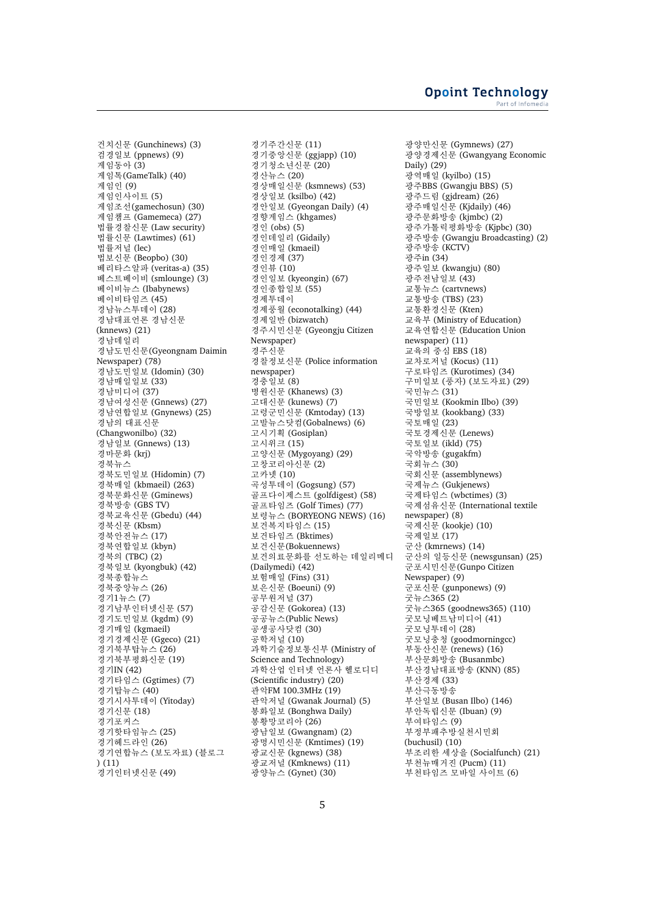건치신문 (Gunchinews) (3)
검경일보 (ppnews) (9)
게임동아 (3)
게임톡(GameTalk) (40)
게임인 (9)
게임인사이트 (5)
게임조선(gamechosun) (30)
게임챔프 (Gamemeca) (27)
법률경찰신문 (Law security)
법률신문 (Lawtimes) (61)
법률저널 (lec)
법보신문 (Beopbo) (30)
베리타스알파 (veritas-a) (35)
베스트베이비 (smlounge) (3)
베이비뉴스 (Ibabynews)
베이비타임즈 (45)
경남뉴스투데이 (28)
경남대표언론 경남신문 (knnews) (21)
경남데일리
경남도민신문(Gyeongnam Daimin Newspaper) (78)
경남도민일보 (Idomin) (30)
경남매일일보 (33)
경남미디어 (37)
경남여성신문 (Gnnews) (27)
경남연합일보 (Gnynews) (25)
경남의 대표신문 (Changwonilbo) (32)
경남일보 (Gnnews) (13)
경마문화 (krj)
경북뉴스
경북도민일보 (Hidomin) (7)
경북매일 (kbmaeil) (263)
경북문화신문 (Gminews)
경북방송 (GBS TV)
경북교육신문 (Gbedu) (44)
경북신문 (Kbsm)
경북안전뉴스 (17)
경북연합일보 (kbyn)
경북의 (TBC) (2)
경북일보 (kyongbuk) (42)
경북종합뉴스
경북중앙뉴스 (26)
경기1뉴스 (7)
경기남부인터넷신문 (57)
경기도민일보 (kgdm) (9)
경기매일 (kgmaeil)
경기경제신문 (Ggeco) (21)
경기북부탑뉴스 (26)
경기북부평화신문 (19)
경기IN (42)
경기타임스 (Ggtimes) (7)
경기탑뉴스 (40)
경기시사투데이 (Yitoday)
경기신문 (18)
경기포커스
경기핫타임뉴스 (25)
경기헤드라인 (26)
경기연합뉴스 (보도자료) (블로그) (11)
경기인터넷신문 (49)
경기주간신문 (11)
경기중앙신문 (ggjapp) (10)
경기청소년신문 (20)
경산뉴스 (20)
경상매일신문 (ksmnews) (53)
경상일보 (ksilbo) (42)
경안일보 (Gyeongan Daily) (4)
경향게임스 (khgames)
경인 (obs) (5)
경인데일리 (Gidaily)
경인매일 (kmaeil)
경인경제 (37)
경인뷰 (10)
경인일보 (kyeongin) (67)
경인종합일보 (55)
경제투데이
경제풍월 (econotalking) (44)
경제일반 (bizwatch)
경주시민신문 (Gyeongju Citizen Newspaper)
경주신문
경찰정보신문 (Police information newspaper)
경충일보 (8)
병원신문 (Khanews) (3)
고대신문 (kunews) (7)
고령군민신문 (Kmtoday) (13)
고발뉴스닷컴(Gobalnews) (6)
고시기획 (Gosiplan)
고시위크 (15)
고양신문 (Mygoyang) (29)
고창코리아신문 (2)
고카넷 (10)
곡성투데이 (Gogsung) (57)
골프다이제스트 (golfdigest) (58)
골프타임즈 (Golf Times) (77)
보령뉴스 (BORYEONG NEWS) (16)
보건복지타임스 (15)
보건타임즈 (Bktimes)
보건신문(Bokuennews)
보건의료문화를 선도하는 데일리메디 (Dailymedi) (42)
보험매일 (Fins) (31)
보은신문 (Boeuni) (9)
공무원저널 (37)
공감신문 (Gokorea) (13)
공공뉴스(Public News)
공생공사닷컴 (30)
공학저널 (10)
과학기술정보통신부 (Ministry of Science and Technology)
과학산업 인터넷 언론사 헬로디디 (Scientific industry) (20)
관악FM 100.3MHz (19)
관악저널 (Gwanak Journal) (5)
봉화일보 (Bonghwa Daily)
봉황망코리아 (26)
광남일보 (Gwangnam) (2)
광명시민신문 (Kmtimes) (19)
광교신문 (kgnews) (38)
광교저널 (Kmknews) (11)
광양뉴스 (Gynet) (30)
광양만신문 (Gymnews) (27)
광양경제신문 (Gwangyang Economic Daily) (29)
광역매일 (kyilbo) (15)
광주BBS (Gwangju BBS) (5)
광주드림 (gjdream) (26)
광주매일신문 (Kjdaily) (46)
광주문화방송 (kjmbc) (2)
광주가톨릭평화방송 (Kjpbc) (30)
광주방송 (Gwangju Broadcasting) (2)
광주방송 (KCTV)
광주in (34)
광주일보 (kwangju) (80)
광주전남일보 (43)
교통뉴스 (cartvnews)
교통방송 (TBS) (23)
교통환경신문 (Kten)
교육부 (Ministry of Education)
교육연합신문 (Education Union newspaper) (11)
교육의 중심 EBS (18)
교차로저널 (Kocus) (11)
구로타임즈 (Kurotimes) (34)
구미일보 (풍자) (보도자료) (29)
국민뉴스 (31)
국민일보 (Kookmin Ilbo) (39)
국방일보 (kookbang) (33)
국토매일 (23)
국토경제신문 (Lenews)
국토일보 (ikld) (75)
국악방송 (gugakfm)
국회뉴스 (30)
국회신문 (assemblynews)
국제뉴스 (Gukjenews)
국제타임스 (wbctimes) (3)
국제섬유신문 (International textile newspaper) (8)
국제신문 (kookje) (10)
국제일보 (17)
군산 (kmrnews) (14)
군산의 일등신문 (newsgunsan) (25)
군포시민신문(Gunpo Citizen Newspaper) (9)
군포신문 (gunponews) (9)
굿뉴스365 (2)
굿뉴스365 (goodnews365) (110)
굿모닝베트남미디어 (41)
굿모닝투데이 (28)
굿모닝충청 (goodmorningcc)
부동산신문 (renews) (16)
부산문화방송 (Busanmbc)
부산경남대표방송 (KNN) (85)
부산경제 (33)
부산극동방송
부산일보 (Busan Ilbo) (146)
부안독립신문 (Ibuan) (9)
부여타임스 (9)
부정부패추방실천시민회 (buchusil) (10)
부조리한 세상을 (Socialfunch) (21)
부천뉴매거진 (Pucm) (11)
부천타임즈 모바일 사이트 (6)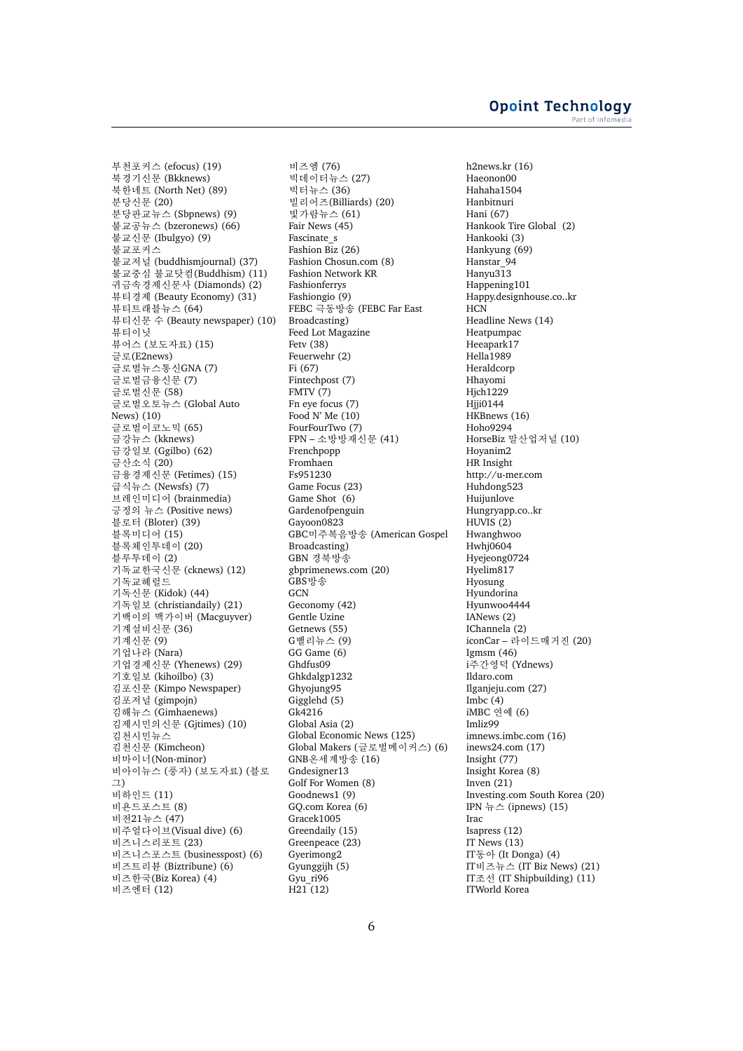부천포커스 (efocus) (19)
북경기신문 (Bkknews)
북한네트 (North Net) (89)
분당신문 (20)
분당판교뉴스 (Sbpnews) (9)
불교공뉴스 (bzeronews) (66)
불교신문 (Ibulgyo) (9)
불교포커스
불교저널 (buddhismjournal) (37)
불교중심 불교닷컴(Buddhism) (11)
귀금속경제신문사 (Diamonds) (2)
뷰티경제 (Beauty Economy) (31)
뷰티트래블뉴스 (64)
뷰티신문 수 (Beauty newspaper) (10)
뷰티이닷
뷰어스 (보도자료) (15)
글로(E2news)
글로벌뉴스통신GNA (7)
글로벌금융신문 (7)
글로벌신문 (58)
글로벌오토뉴스 (Global Auto News) (10)
글로벌이코노믹 (65)
금강뉴스 (kknews)
금강일보 (Ggilbo) (62)
금산소식 (20)
금융경제신문 (Fetimes) (15)
급식뉴스 (Newsfs) (7)
브레인미디어 (brainmedia)
긍정의 뉴스 (Positive news)
블로터 (Bloter) (39)
블록미디어 (15)
블록체인투데이 (20)
블루투데이 (2)
기독교한국신문 (cknews) (12)
기독교헤럴드
기독신문 (Kidok) (44)
기독일보 (christiandaily) (21)
기백이의 맥가이버 (Macguyver)
기계설비신문 (36)
기계신문 (9)
기업나라 (Nara)
기업경제신문 (Yhenews) (29)
기호일보 (kihoilbo) (3)
김포신문 (Kimpo Newspaper)
김포저널 (gimpojn)
김해뉴스 (Gimhaenews)
김제시민의신문 (Gjtimes) (10)
김천시민뉴스
김천신문 (Kimcheon)
비마이너(Non-minor)
비아이뉴스 (풍자) (보도자료) (블로그)
비하인드 (11)
비욘드포스트 (8)
비전21뉴스 (47)
비주얼다이브(Visual dive) (6)
비즈니스리포트 (23)
비즈니스포스트 (businesspost) (6)
비즈트리뷴 (Biztribune) (6)
비즈한국(Biz Korea) (4)
비즈엔터 (12)
비즈엠 (76)
빅데이터뉴스 (27)
빅터뉴스 (36)
빌리어즈(Billiards) (20)
빛가람뉴스 (61)
Fair News (45)
Fascinate_s
Fashion Biz (26)
Fashion Chosun.com (8)
Fashion Network KR
Fashionferrys
Fashiongio (9)
FEBC 극동방송 (FEBC Far East Broadcasting)
Feed Lot Magazine
Fetv (38)
Feuerwehr (2)
Fi (67)
Fintechpost (7)
FMTV (7)
Fn eye focus (7)
Food N' Me (10)
FourFourTwo (7)
FPN – 소방방재신문 (41)
Frenchpopp
Fromhaen
Fs951230
Game Focus (23)
Game Shot (6)
Gardenofpenguin
Gayoon0823
GBC미주복음방송 (American Gospel Broadcasting)
GBN 경북방송
gbprimenews.com (20)
GBS방송
GCN
Geconomy (42)
Gentle Uzine
Getnews (55)
G밸리뉴스 (9)
GG Game (6)
Ghdfus09
Ghkdalgp1232
Ghyojung95
Gigglehd (5)
Gk4216
Global Asia (2)
Global Economic News (125)
Global Makers (글로벌메이커스) (6)
GNB온세계방송 (16)
Gndesigner13
Golf For Women (8)
Goodnews1 (9)
GQ.com Korea (6)
Gracek1005
Greendaily (15)
Greenpeace (23)
Gyerimong2
Gyunggijh (5)
Gyu_ri96
H21 (12)
h2news.kr (16)
Haeonon00
Hahaha1504
Hanbitnuri
Hani (67)
Hankook Tire Global (2)
Hankooki (3)
Hankyung (69)
Hanstar_94
Hanyu313
Happening101
Happy.designhouse.co..kr
HCN
Headline News (14)
Heatpumpac
Heeapark17
Hella1989
Heraldcorp
Hhayomi
Hjch1229
Hjji0144
HKBnews (16)
Hoho9294
HorseBiz 말산업저널 (10)
Hoyanim2
HR Insight
http://u-mer.com
Huhdong523
Huijunlove
Hungryapp.co..kr
HUVIS (2)
Hwanghwoo
Hwhj0604
Hyejeong0724
Hyelim817
Hyosung
Hyundorina
Hyunwoo4444
IANews (2)
IChannela (2)
iconCar – 라이드매거진 (20)
Igmsm (46)
i주간영덕 (Ydnews)
Ildaro.com
Ilganjeju.com (27)
Imbc (4)
iMBC 연예 (6)
Imliz99
imnews.imbc.com (16)
inews24.com (17)
Insight (77)
Insight Korea (8)
Inven (21)
Investing.com South Korea (20)
IPN 뉴스 (ipnews) (15)
Irac
Isapress (12)
IT News (13)
IT동아 (It Donga) (4)
IT비즈뉴스 (IT Biz News) (21)
IT조선 (IT Shipbuilding) (11)
ITWorld Korea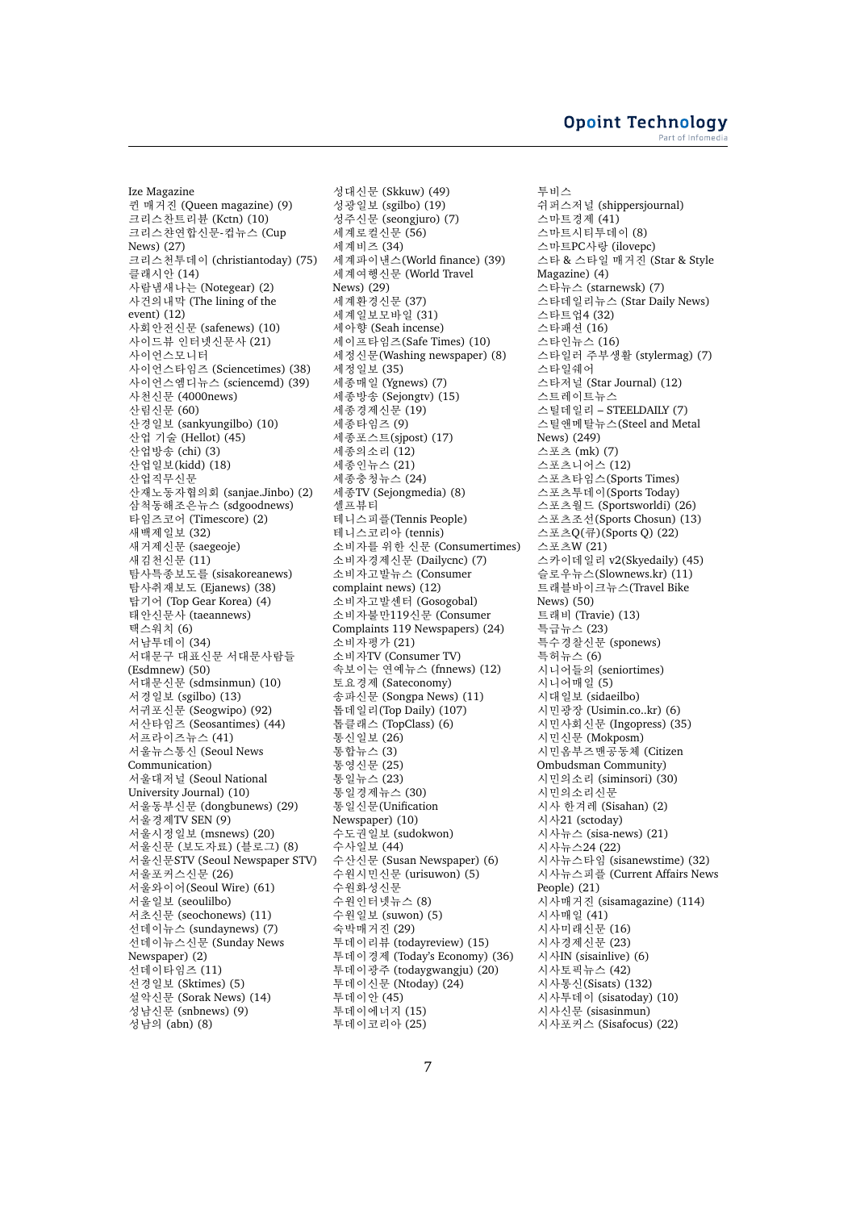Ize Magazine
퀸 매거진 (Queen magazine) (9)
크리스찬트리뷴 (Kctn) (10)
크리스찬연합신문-컵뉴스 (Cup News) (27)
크리스천투데이 (christiantoday) (75)
클래시안 (14)
사람냄새나는 (Notegear) (2)
사건의내막 (The lining of the event) (12)
사회안전신문 (safenews) (10)
사이드뷰 인터넷신문사 (21)
사이언스모니터
사이언스타임즈 (Sciencetimes) (38)
사이언스엠디뉴스 (sciencemd) (39)
사천신문 (4000news)
산림신문 (60)
산경일보 (sankyungilbo) (10)
산업 기술 (Hellot) (45)
산업방송 (chi) (3)
산업일보(kidd) (18)
산업직무신문
산재노동자협의회 (sanjae.Jinbo) (2)
삼척동해조은뉴스 (sdgoodnews)
타임즈코어 (Timescore) (2)
새백제일보 (32)
새거제신문 (saegeoje)
새김천신문 (11)
탐사특종보도를 (sisakoreanews)
탐사취재보도 (Ejanews) (38)
탑기어 (Top Gear Korea) (4)
태안신문사 (taeannews)
택스워치 (6)
서남투데이 (34)
서대문구 대표신문 서대문사람들 (Esdmnew) (50)
서대문신문 (sdmsinmun) (10)
서경일보 (sgilbo) (13)
서귀포신문 (Seogwipo) (92)
서산타임즈 (Seosantimes) (44)
서프라이즈뉴스 (41)
서울뉴스통신 (Seoul News Communication)
서울대저널 (Seoul National University Journal) (10)
서울동부신문 (dongbunews) (29)
서울경제TV SEN (9)
서울시정일보 (msnews) (20)
서울신문 (보도자료) (블로그) (8)
서울신문STV (Seoul Newspaper STV)
서울포커스신문 (26)
서울와이어(Seoul Wire) (61)
서울일보 (seoulilbo)
서초신문 (seochonews) (11)
선데이뉴스 (sundaynews) (7)
선데이뉴스신문 (Sunday News Newspaper) (2)
선데이타임즈 (11)
선경일보 (Sktimes) (5)
설악신문 (Sorak News) (14)
성남신문 (snbnews) (9)
성남의 (abn) (8)
성대신문 (Skkuw) (49)
성광일보 (sgilbo) (19)
성주신문 (seongjuro) (7)
세계로컬신문 (56)
세계비즈 (34)
세계파이낸스(World finance) (39)
세계여행신문 (World Travel News) (29)
세계환경신문 (37)
세계일보모바일 (31)
세아향 (Seah incense)
세이프타임즈(Safe Times) (10)
세정신문(Washing newspaper) (8)
세정일보 (35)
세종매일 (Ygnews) (7)
세종방송 (Sejongtv) (15)
세종경제신문 (19)
세종타임즈 (9)
세종포스트(sjpost) (17)
세종의소리 (12)
세종인뉴스 (21)
세종충청뉴스 (24)
세종TV (Sejongmedia) (8)
셀프뷰티
테니스피플(Tennis People)
테니스코리아 (tennis)
소비자를 위한 신문 (Consumertimes)
소비자경제신문 (Dailycnc) (7)
소비자고발뉴스 (Consumer complaint news) (12)
소비자고발센터 (Gosogobal)
소비자불만119신문 (Consumer Complaints 119 Newspapers) (24)
소비자평가 (21)
소비자TV (Consumer TV)
속보이는 연예뉴스 (fnnews) (12)
토요경제 (Sateconomy)
송파신문 (Songpa News) (11)
톱데일리(Top Daily) (107)
톱클래스 (TopClass) (6)
통신일보 (26)
통합뉴스 (3)
통영신문 (25)
통일뉴스 (23)
통일경제뉴스 (30)
통일신문(Unification Newspaper) (10)
수도권일보 (sudokwon)
수사일보 (44)
수산신문 (Susan Newspaper) (6)
수원시민신문 (urisuwon) (5)
수원화성신문
수원인터넷뉴스 (8)
수원일보 (suwon) (5)
숙박매거진 (29)
투데이리뷰 (todayreview) (15)
투데이경제 (Today's Economy) (36)
투데이광주 (todaygwangju) (20)
투데이신문 (Ntoday) (24)
투데이안 (45)
투데이에너지 (15)
투데이코리아 (25)
투비스
쉬퍼스저널 (shippersjournal)
스마트경제 (41)
스마트시티투데이 (8)
스마트PC사랑 (ilovepc)
스타 & 스타일 매거진 (Star & Style Magazine) (4)
스타뉴스 (starnewsk) (7)
스타데일리뉴스 (Star Daily News)
스타트업4 (32)
스타패션 (16)
스타인뉴스 (16)
스타일러 주부생활 (stylermag) (7)
스타일쉐어
스타저널 (Star Journal) (12)
스트레이트뉴스
스틸데일리 – STEELDAILY (7)
스틸앤메탈뉴스(Steel and Metal News) (249)
스포츠 (mk) (7)
스포츠니어스 (12)
스포츠타임스(Sports Times)
스포츠투데이(Sports Today)
스포츠월드 (Sportsworldi) (26)
스포츠조선(Sports Chosun) (13)
스포츠Q(큐)(Sports Q) (22)
스포츠W (21)
스카이데일리 v2(Skyedaily) (45)
슬로우뉴스(Slownews.kr) (11)
트래블바이크뉴스(Travel Bike News) (50)
트래비 (Travie) (13)
특급뉴스 (23)
특수경찰신문 (sponews)
특허뉴스 (6)
시니어들의 (seniortimes)
시니어매일 (5)
시대일보 (sidaeilbo)
시민광장 (Usimin.co..kr) (6)
시민사회신문 (Ingopress) (35)
시민신문 (Mokposm)
시민옴부즈맨공동체 (Citizen Ombudsman Community)
시민의소리 (siminsori) (30)
시민의소리신문
시사 한겨레 (Sisahan) (2)
시사21 (sctoday)
시사뉴스 (sisa-news) (21)
시사뉴스24 (22)
시사뉴스타임 (sisanewstime) (32)
시사뉴스피플 (Current Affairs News People) (21)
시사매거진 (sisamagazine) (114)
시사매일 (41)
시사미래신문 (16)
시사경제신문 (23)
시사IN (sisainlive) (6)
시사토픽뉴스 (42)
시사통신(Sisats) (132)
시사투데이 (sisatoday) (10)
시사신문 (sisasinmun)
시사포커스 (Sisafocus) (22)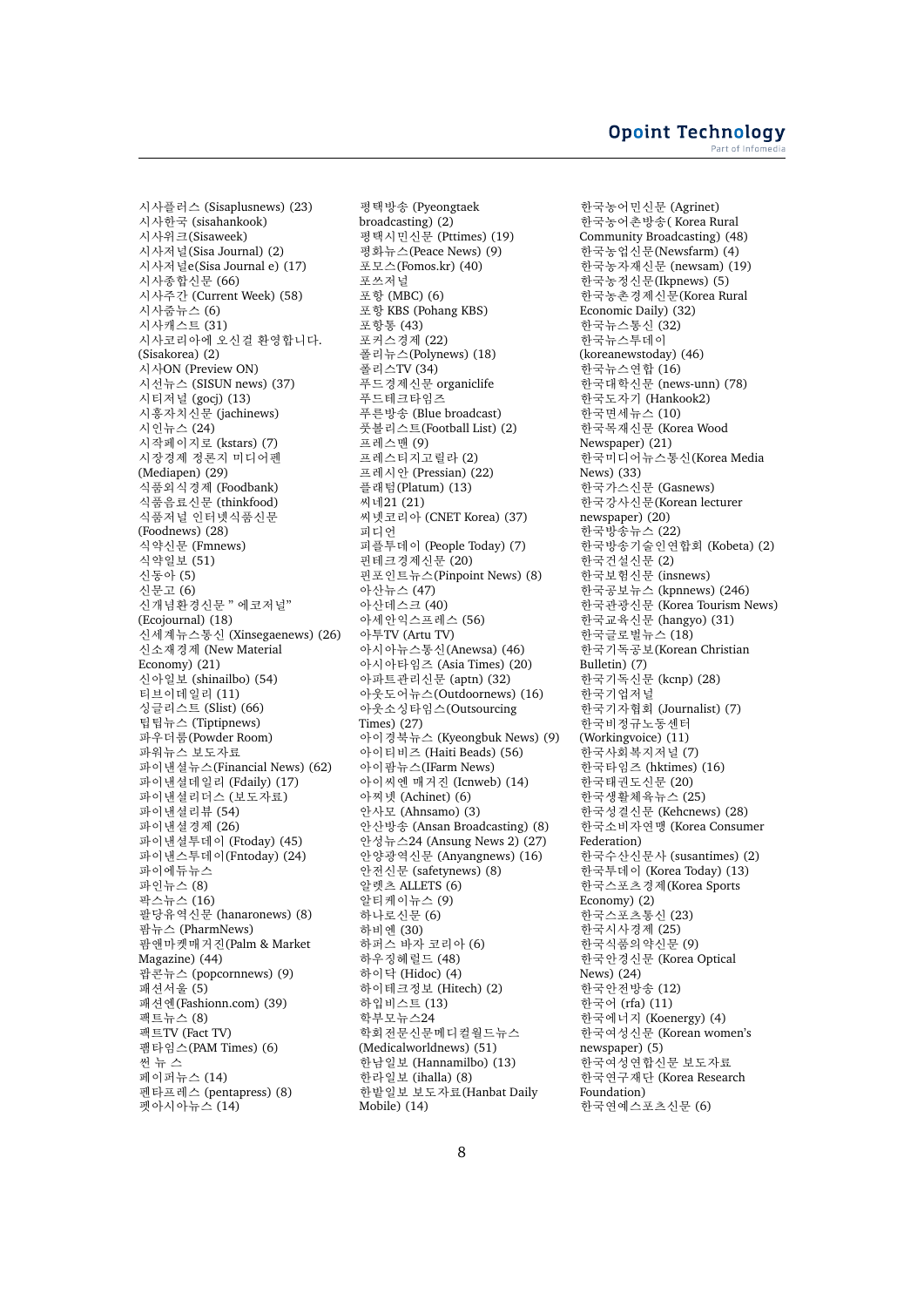시사플러스 (Sisaplusnews) (23)
시사한국 (sisahankook)
시사위크(Sisaweek)
시사저널(Sisa Journal) (2)
시사저널e(Sisa Journal e) (17)
시사종합신문 (66)
시사주간 (Current Week) (58)
시사줌뉴스 (6)
시사캐스트 (31)
시사코리아에 오신걸 환영합니다. (Sisakorea) (2)
시사ON (Preview ON)
시선뉴스 (SISUN news) (37)
시티저널 (gocj) (13)
시흥자치신문 (jachinews)
시인뉴스 (24)
시작페이지로 (kstars) (7)
시장경제 정론지 미디어펜 (Mediapen) (29)
식품외식경제 (Foodbank)
식품음료신문 (thinkfood)
식품저널 인터넷식품신문 (Foodnews) (28)
식약신문 (Fmnews)
식약일보 (51)
신동아 (5)
신문고 (6)
신개념환경신문 " 에코저널" (Ecojournal) (18)
신세계뉴스통신 (Xinsegaenews) (26)
신소재경제 (New Material Economy) (21)
신아일보 (shinailbo) (54)
티브이데일리 (11)
싱글리스트 (Slist) (66)
팁팁뉴스 (Tiptipnews)
파우더룸(Powder Room)
파워뉴스 보도자료
파이낸셜뉴스(Financial News) (62)
파이낸셜데일리 (Fdaily) (17)
파이낸셜리더스 (보도자료)
파이낸셜리뷰 (54)
파이낸셜경제 (26)
파이낸셜투데이 (Ftoday) (45)
파이낸스투데이(Fntoday) (24)
파이에듀뉴스
파인뉴스 (8)
팍스뉴스 (16)
팔당유역신문 (hanaronews) (8)
팜뉴스 (PharmNews)
팜앤마켓매거진(Palm & Market Magazine) (44)
팝콘뉴스 (popcornnews) (9)
패션서울 (5)
패션엔(Fashionn.com) (39)
팩트뉴스 (8)
팩트TV (Fact TV)
팸타임스(PAM Times) (6)
썬 뉴 스
페이퍼뉴스 (14)
펜타프레스 (pentapress) (8)
펫아시아뉴스 (14)
평택방송 (Pyeongtaek broadcasting) (2)
평택시민신문 (Pttimes) (19)
평화뉴스(Peace News) (9)
포모스(Fomos.kr) (40)
포쓰저널
포항 (MBC) (6)
포항 KBS (Pohang KBS)
포항통 (43)
포커스경제 (22)
폴리뉴스(Polynews) (18)
폴리스TV (34)
푸드경제신문 organiclife
푸드테크타임즈
푸른방송 (Blue broadcast)
풋볼리스트(Football List) (2)
프레스맨 (9)
프레스티지고릴라 (2)
프레시안 (Pressian) (22)
플래텀(Platum) (13)
씨네21 (21)
씨넷코리아 (CNET Korea) (37)
피디언
피플투데이 (People Today) (7)
핀테크경제신문 (20)
핀포인트뉴스(Pinpoint News) (8)
아산뉴스 (47)
아산데스크 (40)
아세안익스프레스 (56)
아투TV (Artu TV)
아시아뉴스통신(Anewsa) (46)
아시아타임즈 (Asia Times) (20)
아파트관리신문 (aptn) (32)
아웃도어뉴스(Outdoornews) (16)
아웃소싱타임스(Outsourcing Times) (27)
아이경북뉴스 (Kyeongbuk News) (9)
아이티비즈 (Haiti Beads) (56)
아이팜뉴스 (IFarm News)
아이씨엔 매거진 (Icnweb) (14)
아쩌넷 (Achinet) (6)
안사모 (Ahnsamo) (3)
안산방송 (Ansan Broadcasting) (8)
안성뉴스24 (Ansung News 2) (27)
안양광역신문 (Anyangnews) (16)
안전신문 (safetynews) (8)
알렛츠 ALLETS (6)
알티케이뉴스 (9)
하나로신문 (6)
하비엔 (30)
하퍼스 바자 코리아 (6)
하우징헤럴드 (48)
하이닥 (Hidoc) (4)
하이테크정보 (Hitech) (2)
하입비스트 (13)
학부모뉴스24
학회전문신문메디컬월드뉴스 (Medicalworldnews) (51)
한남일보 (Hannamilbo) (13)
한라일보 (ihalla) (8)
한밭일보 보도자료(Hanbat Daily Mobile) (14)
한국농어민신문 (Agrinet)
한국농어촌방송( Korea Rural Community Broadcasting) (48)
한국농업신문(Newsfarm) (4)
한국농자재신문 (newsam) (19)
한국농정신문(Ikpnews) (5)
한국농촌경제신문(Korea Rural Economic Daily) (32)
한국뉴스통신 (32)
한국뉴스투데이 (koreanewstoday) (46)
한국뉴스연합 (16)
한국대학신문 (news-unn) (78)
한국도자기 (Hankook2)
한국면세뉴스 (10)
한국목재신문 (Korea Wood Newspaper) (21)
한국미디어뉴스통신(Korea Media News) (33)
한국가스신문 (Gasnews)
한국강사신문(Korean lecturer newspaper) (20)
한국방송뉴스 (22)
한국방송기술인연합회 (Kobeta) (2)
한국건설신문 (2)
한국보험신문 (insnews)
한국공보뉴스 (kpnnews) (246)
한국관광신문 (Korea Tourism News)
한국교육신문 (hangyo) (31)
한국글로벌뉴스 (18)
한국기독공보(Korean Christian Bulletin) (7)
한국기독신문 (kcnp) (28)
한국기업저널
한국기자협회 (Journalist) (7)
한국비정규노동센터 (Workingvoice) (11)
한국사회복지저널 (7)
한국타임스 (hktimes) (16)
한국태권도신문 (20)
한국생활체육뉴스 (25)
한국성결신문 (Kehcnews) (28)
한국소비자연맹 (Korea Consumer Federation)
한국수산신문사 (susantimes) (2)
한국투데이 (Korea Today) (13)
한국스포츠경제(Korea Sports Economy) (2)
한국스포츠통신 (23)
한국시사경제 (25)
한국식품의약신문 (9)
한국안경신문 (Korea Optical News) (24)
한국안전방송 (12)
한국어 (rfa) (11)
한국에너지 (Koenergy) (4)
한국여성신문 (Korean women's newspaper) (5)
한국여성연합신문 보도자료
한국연구재단 (Korea Research Foundation)
한국연예스포츠신문 (6)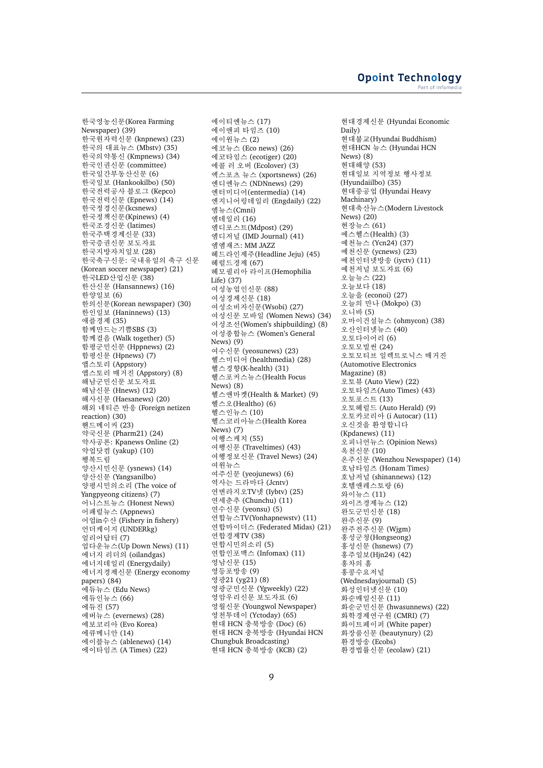한국영농신문(Korea Farming Newspaper) (39)
한국원자력신문 (knpnews) (23)
한국의 대표뉴스 (Mbstv) (35)
한국의약통신 (Kmpnews) (34)
한국인권신문 (committee)
한국일간부동산신문 (6)
한국일보 (Hankookilbo) (50)
한국전력공사 블로그 (Kepco)
한국전력신문 (Epnews) (14)
한국정경신문(kcsnews)
한국정책신문(Kpinews) (4)
한국조경신문 (latimes)
한국주택경제신문 (33)
한국증권신문 보도자료
한국지방자치일보 (28)
한국축구신문: 국내유일의 축구 신문 (Korean soccer newspaper) (21)
한국LED산업신문 (38)
한산신문 (Hansannews) (16)
한양일보 (6)
한의신문(Korean newspaper) (30)
한인일보 (Haninnews) (13)
애플경제 (35)
함께만드는기쁨SBS (3)
함께걸음 (Walk together) (5)
함평군민신문 (Hppnews) (2)
함평신문 (Hpnews) (7)
앱스토리 (Appstory)
앱스토리 매거진 (Appstory) (8)
해남군민신문 보도자료
해남신문 (Hnews) (12)
해사신문 (Haesanews) (20)
해외 네티즌 반응 (Foreign netizen reaction) (30)
핸드메이커 (23)
약국신문 (Pharm21) (24)
약사공론: Kpanews Online (2)
약업닷컴 (yakup) (10)
행복드림
양산시민신문 (ysnews) (14)
양산신문 (Yangsanilbo)
양평시민의소리 (The voice of Yangpyeong citizens) (7)
어니스트뉴스 (Honest News)
어패럴뉴스 (Appnews)
어업in수산 (Fishery in fishery)
언더케이지 (UNDERkg)
얼리어답터 (7)
업다운뉴스(Up Down News) (11)
에너지 리더의 (oilandgas)
에너지데일리 (Energydaily)
에너지경제신문 (Energy economy papers) (84)
에듀뉴스 (Edu News)
에듀인뉴스 (66)
에듀진 (57)
에버뉴스 (evernews) (28)
에보코리아 (Evo Korea)
에큐메니안 (14)
에이블뉴스 (ablenews) (14)
에이타임즈 (A Times) (22)
에이티엔뉴스 (17)
에이앤피 타임즈 (10)
에이원뉴스 (2)
에코뉴스 (Eco news) (26)
에코타임스 (ecotiger) (20)
에콜 러 오버 (Ecolover) (3)
엑스포츠 뉴스 (xportsnews) (26)
엔디엔뉴스 (NDNnews) (29)
엔터미디어(entermedia) (14)
엔지니어링데일리 (Engdaily) (22)
엠뉴스(Cmni)
엠데일리 (16)
엠디포스트(Mdpost) (29)
엠디저널 (IMD Journal) (41)
엠엠재즈: MM JAZZ
헤드라인제주(Headline Jeju) (45)
헤럴드경제 (67)
헤모필리아 라이프(Hemophilia Life) (37)
여성농업인신문 (88)
여성경제신문 (18)
여성소비자신문(Wsobi) (27)
여성신문 모바일 (Women News) (34)
여성조선(Women's shipbuilding) (8)
여성종합뉴스 (Women's General News) (9)
여수신문 (yeosunews) (23)
헬스미디어 (healthmedia) (28)
헬스경향(K-health) (31)
헬스포커스뉴스(Health Focus News) (8)
헬스앤마켓(Health & Market) (9)
헬스오(Healtho) (6)
헬스인뉴스 (10)
헬스코리아뉴스(Health Korea News) (7)
여행스케치 (55)
여행신문 (Traveltimes) (43)
여행정보신문 (Travel News) (24)
여원뉴스
여주신문 (yeojunews) (6)
역사는 드라마다 (Jcntv)
연변라지오TV넷 (Iybtv) (25)
연세춘추 (Chunchu) (11)
연수신문 (yeonsu) (5)
연합뉴스TV(Yonhapnewstv) (11)
연합마이더스 (Federated Midas) (21)
연합경제TV (38)
연합시민의소리 (5)
연합인포맥스 (Infomax) (11)
영남신문 (15)
영등포방송 (9)
영광21 (yg21) (8)
영광군민신문 (Ygweekly) (22)
영암우리신문 보도자료 (6)
영월신문 (Youngwol Newspaper)
영천투데이 (Yctoday) (65)
현대 HCN 충북방송 (Doc) (6)
현대 HCN 충북방송 (Hyundai HCN Chungbuk Broadcasting)
현대 HCN 충북방송 (KCB) (2)
현대경제신문 (Hyundai Economic Daily)
현대불교(Hyundai Buddhism)
현대HCN 뉴스 (Hyundai HCN News) (8)
현대해양 (53)
현대일보 지역정보 행사정보 (Hyundaiilbo) (35)
현대중공업 (Hyundai Heavy Machinary)
현대축산뉴스(Modern Livestock News) (20)
현장뉴스 (61)
예스헬스(Health) (3)
예천뉴스 (Ycn24) (37)
예천신문 (ycnews) (23)
예천인터넷방송 (iyctv) (11)
예천저널 보도자료 (6)
오늘뉴스 (22)
오늘보다 (18)
오늘을 (econoi) (27)
오늘의 만나 (Mokpo) (3)
오니바 (5)
오마이건설뉴스 (ohmycon) (38)
오산인터넷뉴스 (40)
오토다이어리 (6)
오토모빌썬 (24)
오토모티브 일렉트로닉스 매거진 (Automotive Electronics Magazine) (8)
오토뷰 (Auto View) (22)
오토타임즈(Auto Times) (43)
오토포스트 (13)
오토헤럴드 (Auto Herald) (9)
오토카코리아 (i Autocar) (11)
오신것을 환영합니다 (Kpdanews) (11)
오피니언뉴스 (Opinion News)
옥천신문 (10)
온주신문 (Wenzhou Newspaper) (14)
호남타임즈 (Honam Times)
호남저널 (shinannews) (12)
호텔앤레스토랑 (6)
와이뉴스 (11)
와이즈경제뉴스 (12)
완도군민신문 (18)
완주신문 (9)
완주전주신문 (Wjgm)
홍성군청(Hongseong)
홍성신문 (hsnews) (7)
홍주일보(Hjn24) (42)
홍차의 홈
홍콩수요저널 (Wednesdayjournal) (5)
화성인터넷신문 (10)
화순매일신문 (11)
화순군민신문 (hwasunnews) (22)
화학경제연구원 (CMRI) (7)
화이트페이퍼 (White paper)
화장품신문 (beautynury) (2)
환경방송 (Ecobs)
환경법률신문 (ecolaw) (21)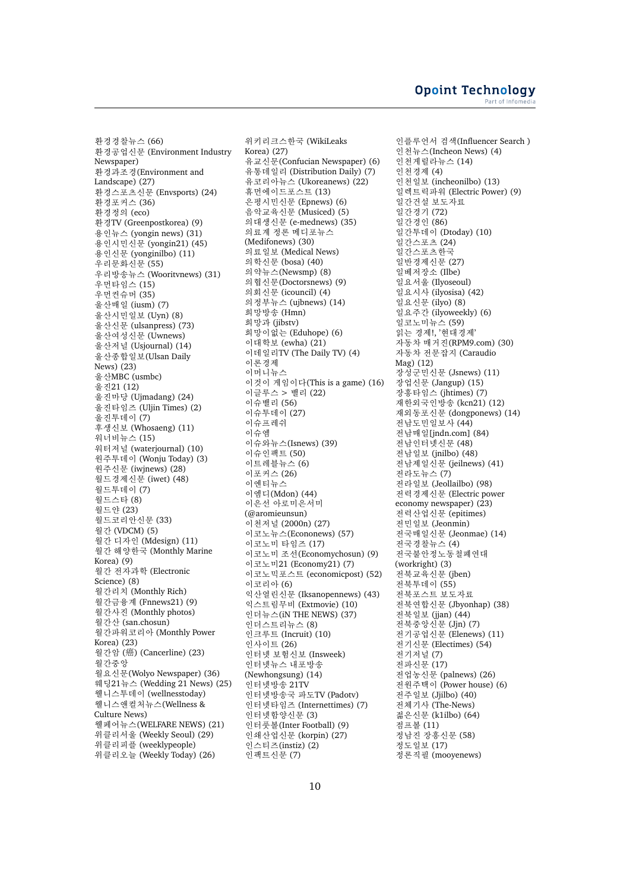환경경찰뉴스 (66)
환경공업신문 (Environment Industry Newspaper)
환경과조경(Environment and Landscape) (27)
환경스포츠신문 (Envsports) (24)
환경포커스 (36)
환경정의 (eco)
환경TV (Greenpostkorea) (9)
용인뉴스 (yongin news) (31)
용인시민신문 (yongin21) (45)
용인신문 (yonginilbo) (11)
우리문화신문 (55)
우리방송뉴스 (Wooritvnews) (31)
우먼타임스 (15)
우먼컨슈머 (35)
울산매일 (iusm) (7)
울산시민일보 (Uyn) (8)
울산신문 (ulsanpress) (73)
울산여성신문 (Uwnews)
울산저널 (Usjournal) (14)
울산종합일보(Ulsan Daily News) (23)
울산MBC (usmbc)
울진21 (12)
울진마당 (Ujmadang) (24)
울진타임즈 (Uljin Times) (2)
울진투데이 (7)
후생신보 (Whosaeng) (11)
워너비뉴스 (15)
워터저널 (waterjournal) (10)
원주투데이 (Wonju Today) (3)
원주신문 (iwjnews) (28)
월드경제신문 (iwet) (48)
월드투데이 (7)
월드스타 (8)
월드얀 (23)
월드코리안신문 (33)
월간 (VDCM) (5)
월간 디자인 (Mdesign) (11)
월간 해양한국 (Monthly Marine Korea) (9)
월간 전자과학 (Electronic Science) (8)
월간리치 (Monthly Rich)
월간금융계 (Fnnews21) (9)
월간사진 (Monthly photos)
월간산 (san.chosun)
월간파워코리아 (Monthly Power Korea) (23)
월간암 (癌) (Cancerline) (23)
월간중앙
월요신문(Wolyo Newspaper) (36)
웨딩21뉴스 (Wedding 21 News) (25)
웰니스투데이 (wellnesstoday)
웰니스앤컬처뉴스(Wellness & Culture News)
웰페어뉴스(WELFARE NEWS) (21)
위클리서울 (Weekly Seoul) (29)
위클리피플 (weeklypeople)
위클리오늘 (Weekly Today) (26)
위키리크스한국 (WikiLeaks Korea) (27)
유교신문(Confucian Newspaper) (6)
유통데일리 (Distribution Daily) (7)
유코리아뉴스 (Ukoreanews) (22)
휴먼에이드포스트 (13)
은평시민신문 (Epnews) (6)
음악교육신문 (Musiced) (5)
의대생신문 (e-mednews) (35)
의료계 정론 메디포뉴스 (Medifonews) (30)
의료일보 (Medical News)
의학신문 (bosa) (40)
의약뉴스(Newsmp) (8)
의협신문(Doctorsnews) (9)
의회신문 (icouncil) (4)
의정부뉴스 (ujbnews) (14)
희망방송 (Hmn)
희망과 (jibstv)
희망이없는 (Eduhope) (6)
이대학보 (ewha) (21)
이데일리TV (The Daily TV) (4)
이론경제
이머니뉴스
이것이 게임이다(This is a game) (16)
이글루스 > 벨리 (22)
이슈밸리 (56)
이슈투데이 (27)
이슈프레쉬
이슈엠
이슈와뉴스(Isnews) (39)
이슈인팩트 (50)
이트레블뉴스 (6)
이포커스 (26)
이엔티뉴스
이엠디(Mdon) (44)
이은선 아로미은서미 (@aromieunsun)
이천저널 (2000n) (27)
이코노뉴스(Econonews) (57)
이코노미 타임즈 (17)
이코노미 조선(Economychosun) (9)
이코노미21 (Economy21) (7)
이코노믹포스트 (economicpost) (52)
이코리아 (6)
익산열린신문 (Iksanopennews) (43)
익스트림무비 (Extmovie) (10)
인더뉴스(iN THE NEWS) (37)
인더스트리뉴스 (8)
인크루트 (Incruit) (10)
인사이트 (26)
인터넷 보험신문 (Insweek)
인터넷뉴스 내포방송 (Newhongsung) (14)
인터넷방송 21TV
인터넷방송국 파도TV (Padotv)
인터넷타임즈 (Internettimes) (7)
인터넷함양신문 (3)
인터풋볼(Inter Football) (9)
인쇄산업신문 (korpin) (27)
인스티즈(instiz) (2)
인팩트신문 (7)
인플루언서 검색(Influencer Search )
인천뉴스(Incheon News) (4)
인천게릴라뉴스 (14)
인천경제 (4)
인천일보 (incheonilbo) (13)
일렉트릭파워 (Electric Power) (9)
일간건설 보도자료
일간경기 (72)
일간경인 (86)
일간투데이 (Dtoday) (10)
일간스포츠 (24)
일간스포츠한국
일반경제신문 (27)
일베저장소 (Ilbe)
일요서울 (Ilyoseoul)
일요시사 (ilyosisa) (42)
일요신문 (ilyo) (8)
일요주간 (ilyoweekly) (6)
일코노미뉴스 (59)
읽는 경제!, '현대경제'
자동차 매거진(RPM9.com) (30)
자동차 전문잡지 (Caraudio Mag) (12)
장성군민신문 (Jsnews) (11)
장업신문 (Jangup) (15)
장흥타임스 (jhtimes) (7)
재한외국인방송 (kcn21) (12)
재외동포신문 (dongponews) (14)
전남도민일보사 (44)
전남매일[jndn.com] (84)
전남인터넷신문 (48)
전남일보 (jnilbo) (48)
전남제일신문 (jeilnews) (41)
전라도뉴스 (7)
전라일보 (Jeollailbo) (98)
전력경제신문 (Electric power economy newspaper) (23)
전력산업신문 (epitimes)
전민일보 (Jeonmin)
전국매일신문 (Jeonmae) (14)
전국경찰뉴스 (4)
전국불안정노동철폐연대 (workright) (3)
전북교육신문 (jben)
전북투데이 (55)
전북포스트 보도자료
전북연합신문 (Jbyonhap) (38)
전북일보 (jjan) (44)
전북중앙신문 (Jjn) (7)
전기공업신문 (Elenews) (11)
전기신문 (Electimes) (54)
전기저널 (7)
전파신문 (17)
전업농신문 (palnews) (26)
전원주택이 (Power house) (6)
전주일보 (Jjilbo) (40)
전체기사 (The-News)
젊은신문 (k1ilbo) (64)
점프볼 (11)
정남진 장흥신문 (58)
정도일보 (17)
정론직필 (mooyenews)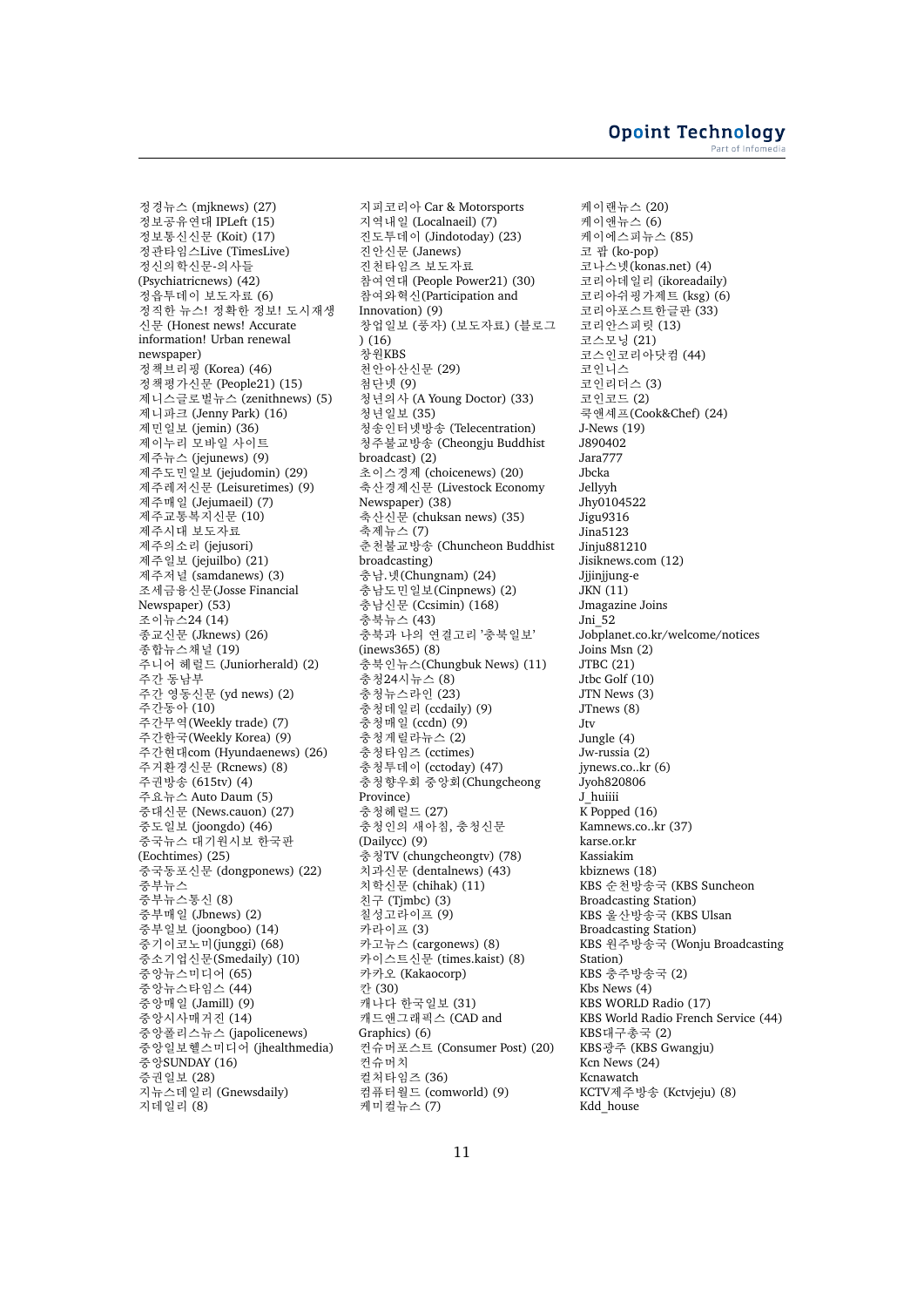정경뉴스 (mjknews) (27)
정보공유연대 IPLeft (15)
정보통신신문 (Koit) (17)
정관타임스Live (TimesLive)
정신의학신문-의사들 (Psychiatricnews) (42)
정읍투데이 보도자료 (6)
정직한 뉴스! 정확한 정보! 도시재생 신문 (Honest news! Accurate information! Urban renewal newspaper)
정책브리핑 (Korea) (46)
정책평가신문 (People21) (15)
제니스글로벌뉴스 (zenithnews) (5)
제니파크 (Jenny Park) (16)
제민일보 (jemin) (36)
제이누리 모바일 사이트
제주뉴스 (jejunews) (9)
제주도민일보 (jejudomin) (29)
제주레저신문 (Leisuretimes) (9)
제주매일 (Jejumaeil) (7)
제주교통복지신문 (10)
제주시대 보도자료
제주의소리 (jejusori)
제주일보 (jejuilbo) (21)
제주저널 (samdanews) (3)
조세금융신문(Josse Financial Newspaper) (53)
조이뉴스24 (14)
종교신문 (Jknews) (26)
종합뉴스채널 (19)
주니어 헤럴드 (Juniorherald) (2)
주간 동남부
주간 영동신문 (yd news) (2)
주간동아 (10)
주간무역(Weekly trade) (7)
주간한국(Weekly Korea) (9)
주간현대com (Hyundaenews) (26)
주거환경신문 (Rcnews) (8)
주권방송 (615tv) (4)
주요뉴스 Auto Daum (5)
중대신문 (News.cauon) (27)
중도일보 (joongdo) (46)
중국뉴스 대기원시보 한국판 (Eochtimes) (25)
중국동포신문 (dongponews) (22)
중부뉴스
중부뉴스통신 (8)
중부매일 (Jbnews) (2)
중부일보 (joongboo) (14)
중기이코노미(junggi) (68)
중소기업신문(Smedaily) (10)
중앙뉴스미디어 (65)
중앙뉴스타임스 (44)
중앙매일 (Jamill) (9)
중앙시사매거진 (14)
중앙폴리스뉴스 (japolicenews)
중앙일보헬스미디어 (jhealthmedia)
중앙SUNDAY (16)
증권일보 (28)
지뉴스데일리 (Gnewsdaily)
지데일리 (8)
지피코리아 Car & Motorsports
지역내일 (Localnaeil) (7)
진도투데이 (Jindotoday) (23)
진안신문 (Janews)
진천타임즈 보도자료
참여연대 (People Power21) (30)
참여와혁신(Participation and Innovation) (9)
창업일보 (풍자) (보도자료) (블로그) (16)
창원KBS
천안아산신문 (29)
첨단넷 (9)
청년의사 (A Young Doctor) (33)
청년일보 (35)
청송인터넷방송 (Telecentration)
청주불교방송 (Cheongju Buddhist broadcast) (2)
초이스경제 (choicenews) (20)
축산경제신문 (Livestock Economy Newspaper) (38)
축산신문 (chuksan news) (35)
축제뉴스 (7)
춘천불교방송 (Chuncheon Buddhist broadcasting)
충남.넷(Chungnam) (24)
충남도민일보(Cinpnews) (2)
충남신문 (Ccsimin) (168)
충북뉴스 (43)
충북과 나의 연결고리 '충북일보' (inews365) (8)
충북인뉴스(Chungbuk News) (11)
충청24시뉴스 (8)
충청뉴스라인 (23)
충청데일리 (ccdaily) (9)
충청매일 (ccdn) (9)
충청게릴라뉴스 (2)
충청타임즈 (cctimes)
충청투데이 (cctoday) (47)
충청향우회 중앙회(Chungcheong Province)
충청헤럴드 (27)
충청인의 새아침, 충청신문 (Dailycc) (9)
충청TV (chungcheongtv) (78)
치과신문 (dentalnews) (43)
치학신문 (chihak) (11)
친구 (Tjmbc) (3)
칠성고라이프 (9)
카라이프 (3)
카고뉴스 (cargonews) (8)
카이스트신문 (times.kaist) (8)
카카오 (Kakaocorp)
칸 (30)
캐나다 한국일보 (31)
캐드앤그래픽스 (CAD and Graphics) (6)
컨슈머포스트 (Consumer Post) (20)
컨슈머치
컬처타임즈 (36)
컴퓨터월드 (comworld) (9)
케미컬뉴스 (7)
케이랜뉴스 (20)
케이엔뉴스 (6)
케이에스피뉴스 (85)
코 팝 (ko-pop)
코나스넷(konas.net) (4)
코리아데일리 (ikoreadaily)
코리아쉬핑가제트 (ksg) (6)
코리아포스트한글판 (33)
코리안스피릿 (13)
코스모닝 (21)
코스인코리아닷컴 (44)
코인니스
코인리더스 (3)
코인코드 (2)
쿡앤셰프(Cook&Chef) (24)
J-News (19)
J890402
Jara777
Jbcka
Jellyyh
Jhy0104522
Jigu9316
Jina5123
Jinju881210
Jisiknews.com (12)
Jjinjjung-e
JKN (11)
Jmagazine Joins
Jni_52
Jobplanet.co.kr/welcome/notices
Joins Msn (2)
JTBC (21)
Jtbc Golf (10)
JTN News (3)
JTnews (8)
Jtv
Jungle (4)
Jw-russia (2)
jynews.co..kr (6)
Jyoh820806
J_huiiii
K Popped (16)
Kamnews.co..kr (37)
karse.or.kr
Kassiakim
kbiznews (18)
KBS 순천방송국 (KBS Suncheon Broadcasting Station)
KBS 울산방송국 (KBS Ulsan Broadcasting Station)
KBS 원주방송국 (Wonju Broadcasting Station)
KBS 충주방송국 (2)
Kbs News (4)
KBS WORLD Radio (17)
KBS World Radio French Service (44)
KBS대구총국 (2)
KBS광주 (KBS Gwangju)
Kcn News (24)
Kcnawatch
KCTV제주방송 (Kctvjeju) (8)
Kdd_house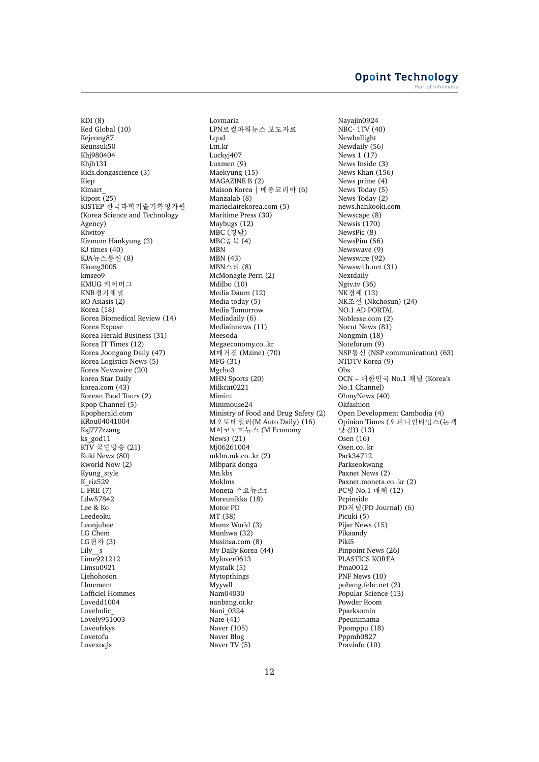KDI (8)
Ked Global (10)
Kejeong87
Keunsuk50
Khj980404
Khjh131
Kids.dongascience (3)
Kiep
Kimart_
Kipost (25)
KISTEP 한국과학기술기획평가원 (Korea Science and Technology Agency)
Kiwitoy
Kizmom Hankyung (2)
KJ times (40)
KJA뉴스통신 (8)
Kkong3005
kmseo9
KMUG 케이머그
KNB경기채널
KO Asiasis (2)
Korea (18)
Korea Biomedical Review (14)
Korea Expose
Korea Herald Business (31)
Korea IT Times (12)
Korea Joongang Daily (47)
Korea Logistics News (5)
Korea Newswire (20)
korea Star Daily
korea.com (43)
Korean Food Tours (2)
Kpop Channel (5)
Kpopherald.com
KRou04041004
Ksj777zzang
ks_god11
KTV 국민방송 (21)
Kuki News (80)
Kworld Now (2)
Kyung_style
K_riz529
L-FRII (7)
Ldw57842
Lee & Ko
Leedeoku
Leonjuhee
LG Chem
LG전자 (3)
Lily__s
Lime921212
Limsu0921
Ljehohoson
Llmement
Lofficiel Hommes
Lovedd1004
Loveholic_
Lovely951003
Loveofskys
Lovetofu
Lovexoqls
Lovmaria
LPN로컬파워뉴스 보도자료
Lqud
Ltn.kr
Luckyj407
Luxmen (9)
Maekyung (15)
MAGAZINE B (2)
Maison Korea | 메종코리아 (6)
Manzalab (8)
marieclairekorea.com (5)
Maritime Press (30)
Maybugs (12)
MBC (경남)
MBC충북 (4)
MBN
MBN (43)
MBN스타 (8)
McMonagle Perri (2)
Mdilbo (10)
Media Daum (12)
Media today (5)
Media Tomorrow
Mediadaily (6)
Mediainnews (11)
Meesoda
Megaeconomy.co..kr
M매거진 (Mzine) (70)
MFG (31)
Mgcho3
MHN Sports (20)
Milkcat0221
Mimint
Minimouse24
Ministry of Food and Drug Safety (2)
M오토데일리(M Auto Daily) (16)
M이코노미뉴스 (M Economy News) (21)
Mj06261004
mkbn.mk.co..kr (2)
Mlbpark donga
Mn.kbs
Moklms
Moneta 주요뉴스t
Moreunikka (18)
Motor PD
MT (38)
Mumz World (3)
Munhwa (32)
Musinsa.com (8)
My Daily Korea (44)
Mylover0613
Mystalk (5)
Mytopthings
Myywll
Nam04030
nanbang.or.kr
Nani_0324
Nate (41)
Naver (105)
Naver Blog
Naver TV (5)
Nayajin0924
NBC- 1TV (40)
Newballight
Newdaily (56)
News 1 (17)
News Inside (3)
News Khan (156)
News prime (4)
News Today (5)
News Today (2)
news.hankooki.com
Newscape (8)
Newsis (170)
NewsPic (8)
NewsPim (56)
Newswave (9)
Newswire (92)
Newswith.net (31)
Nextdaily
Ngtv.tv (36)
NK경제 (13)
NK조선 (Nkchosun) (24)
NO.1 AD PORTAL
Noblesse.com (2)
Nocut News (81)
Nongmin (18)
Noteforum (9)
NSP통신 (NSP communication) (63)
NTDTV Korea (9)
Obs
OCN – 대한민국 No.1 채널 (Korea's No.1 Channel)
OhmyNews (40)
Okfashion
Open Development Cambodia (4)
Opinion Times (오피니언타임스(논객닷컴)) (13)
Osen (16)
Osen.co..kr
Park34712
Parkseokwang
Paxnet News (2)
Paxnet.moneta.co..kr (2)
PC방 No.1 매체 (12)
Pcpinside
PD저널(PD Journal) (6)
Picuki (5)
Pijar News (15)
Pikaandy
Piki5
Pinpoint News (26)
PLASTICS KOREA
Pma0012
PNF News (10)
pohang.febc.net (2)
Popular Science (13)
Powder Room
Pparksomin
Ppeunimama
Ppomppu (18)
Pppmh0827
Pravinfo (10)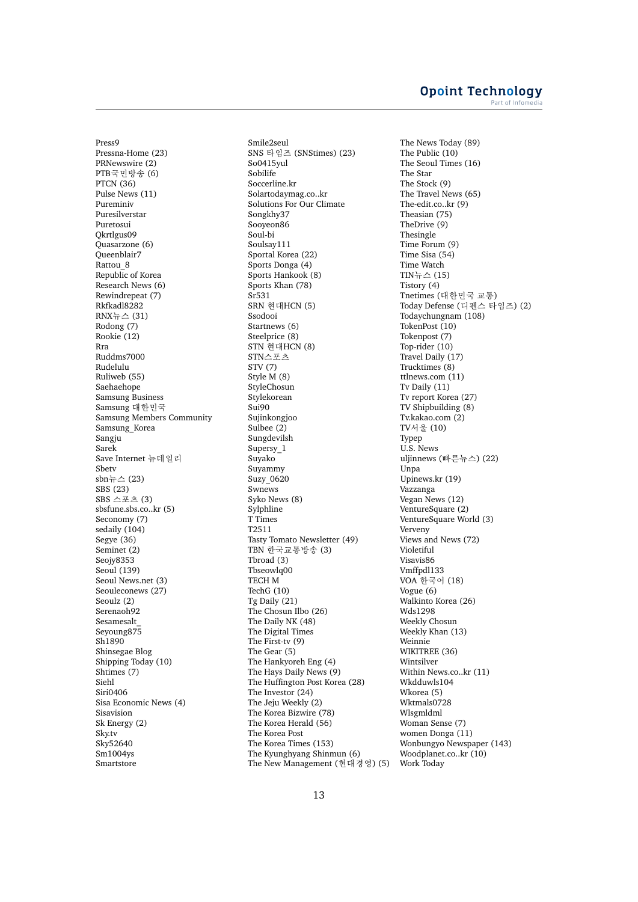Press9
Pressna-Home (23)
PRNewswire (2)
PTB국민방송 (6)
PTCN (36)
Pulse News (11)
Pureminiv
Puresilverstar
Puretosui
Qkrtlgus09
Quasarzone (6)
Queenblair7
Rattou_8
Republic of Korea
Research News (6)
Rewindrepeat (7)
Rkfkadl8282
RNX뉴스 (31)
Rodong (7)
Rookie (12)
Rra
Ruddms7000
Rudelulu
Ruliweb (55)
Saehaehope
Samsung Business
Samsung 대한민국
Samsung Members Community
Samsung_Korea
Sangju
Sarek
Save Internet 뉴데일리
Sbetv
sbn뉴스 (23)
SBS (23)
SBS 스포츠 (3)
sbsfune.sbs.co..kr (5)
Seconomy (7)
sedaily (104)
Segye (36)
Seminet (2)
Seojy8353
Seoul (139)
Seoul News.net (3)
Seouleconews (27)
Seoulz (2)
Serenaoh92
Sesamesalt_
Seyoung875
Sh1890
Shinsegae Blog
Shipping Today (10)
Shtimes (7)
Siehl
Siri0406
Sisa Economic News (4)
Sisavision
Sk Energy (2)
Sky.tv
Sky52640
Sm1004ys
Smartstore
Smile2seul
SNS 타임즈 (SNStimes) (23)
So0415yul
Sobilife
Soccerline.kr
Solartodaymag.co..kr
Solutions For Our Climate
Songkhy37
Sooyeon86
Soul-bi
Soulsay111
Sportal Korea (22)
Sports Donga (4)
Sports Hankook (8)
Sports Khan (78)
Sr531
SRN 현대HCN (5)
Ssodooi
Startnews (6)
Steelprice (8)
STN 현대HCN (8)
STN스포츠
STV (7)
Style M (8)
StyleChosun
Stylekorean
Sui90
Sujinkongjoo
Sulbee (2)
Sungdevilsh
Supersy_1
Suyako
Suyammy
Suzy_0620
Swnews
Syko News (8)
Sylphline
T Times
T2511
Tasty Tomato Newsletter (49)
TBN 한국교통방송 (3)
Tbroad (3)
Tbseowlq00
TECH M
TechG (10)
Tg Daily (21)
The Chosun Ilbo (26)
The Daily NK (48)
The Digital Times
The First-tv (9)
The Gear (5)
The Hankyoreh Eng (4)
The Hays Daily News (9)
The Huffington Post Korea (28)
The Investor (24)
The Jeju Weekly (2)
The Korea Bizwire (78)
The Korea Herald (56)
The Korea Post
The Korea Times (153)
The Kyunghyang Shinmun (6)
The New Management (현대경영) (5)
The News Today (89)
The Public (10)
The Seoul Times (16)
The Star
The Stock (9)
The Travel News (65)
The-edit.co..kr (9)
Theasian (75)
TheDrive (9)
Thesingle
Time Forum (9)
Time Sisa (54)
Time Watch
TIN뉴스 (15)
Tistory (4)
Tnetimes (대한민국 교통)
Today Defense (디펜스 타임즈) (2)
Todaychungnam (108)
TokenPost (10)
Tokenpost (7)
Top-rider (10)
Travel Daily (17)
Trucktimes (8)
ttlnews.com (11)
Tv Daily (11)
Tv report Korea (27)
TV Shipbuilding (8)
Tv.kakao.com (2)
TV서울 (10)
Typep
U.S. News
uljinnews (빠른뉴스) (22)
Unpa
Upinews.kr (19)
Vazzanga
Vegan News (12)
VentureSquare (2)
VentureSquare World (3)
Verveny
Views and News (72)
Violetiful
Visavis86
Vmffpdl133
VOA 한국어 (18)
Vogue (6)
Walkinto Korea (26)
Wds1298
Weekly Chosun
Weekly Khan (13)
Weinnie
WIKITREE (36)
Wintsilver
Within News.co..kr (11)
Wkdduwls104
Wkorea (5)
Wktmals0728
Wlsgmldml
Woman Sense (7)
women Donga (11)
Wonbungyo Newspaper (143)
Woodplanet.co..kr (10)
Work Today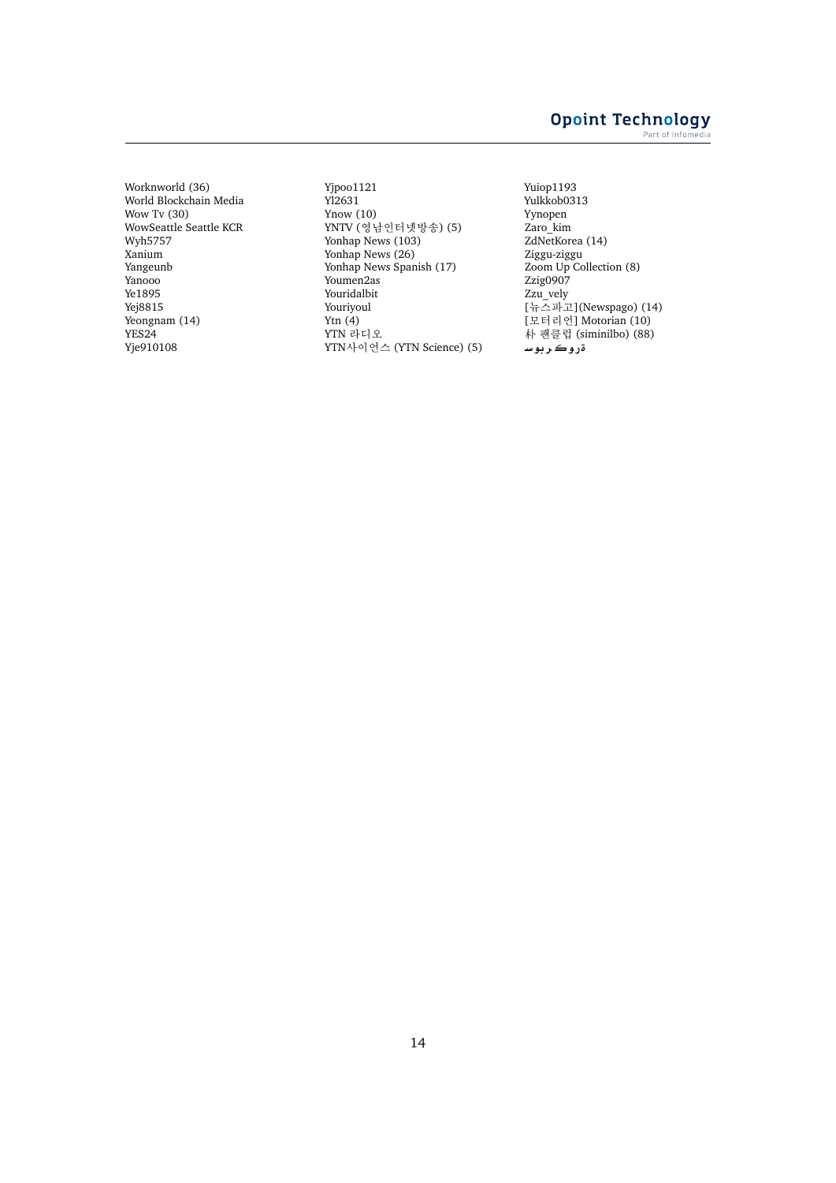Worknworld (36)
World Blockchain Media
Wow Tv (30)
WowSeattle Seattle KCR
Wyh5757
Xanium
Yangeunb
Yanooo
Ye1895
Yej8815
Yeongnam (14)
YES24
Yje910108
Yjpoo1121
Yl2631
Ynow (10)
YNTV (영남인터넷방송) (5)
Yonhap News (103)
Yonhap News (26)
Yonhap News Spanish (17)
Youmen2as
Youridalbit
Youriyoul
Ytn (4)
YTN 라디오
YTN사이언스 (YTN Science) (5)
Yuiop1193
Yulkkob0313
Ynopen
Zaro_kim
ZdNetKorea (14)
Ziggu-ziggu
Zoom Up Collection (8)
Zzig0907
Zzu_vely
[뉴스파고](Newspago) (14)
[모터리언] Motorian (10)
朴 팬클럽 (siminilbo) (88)
سوبر كورة